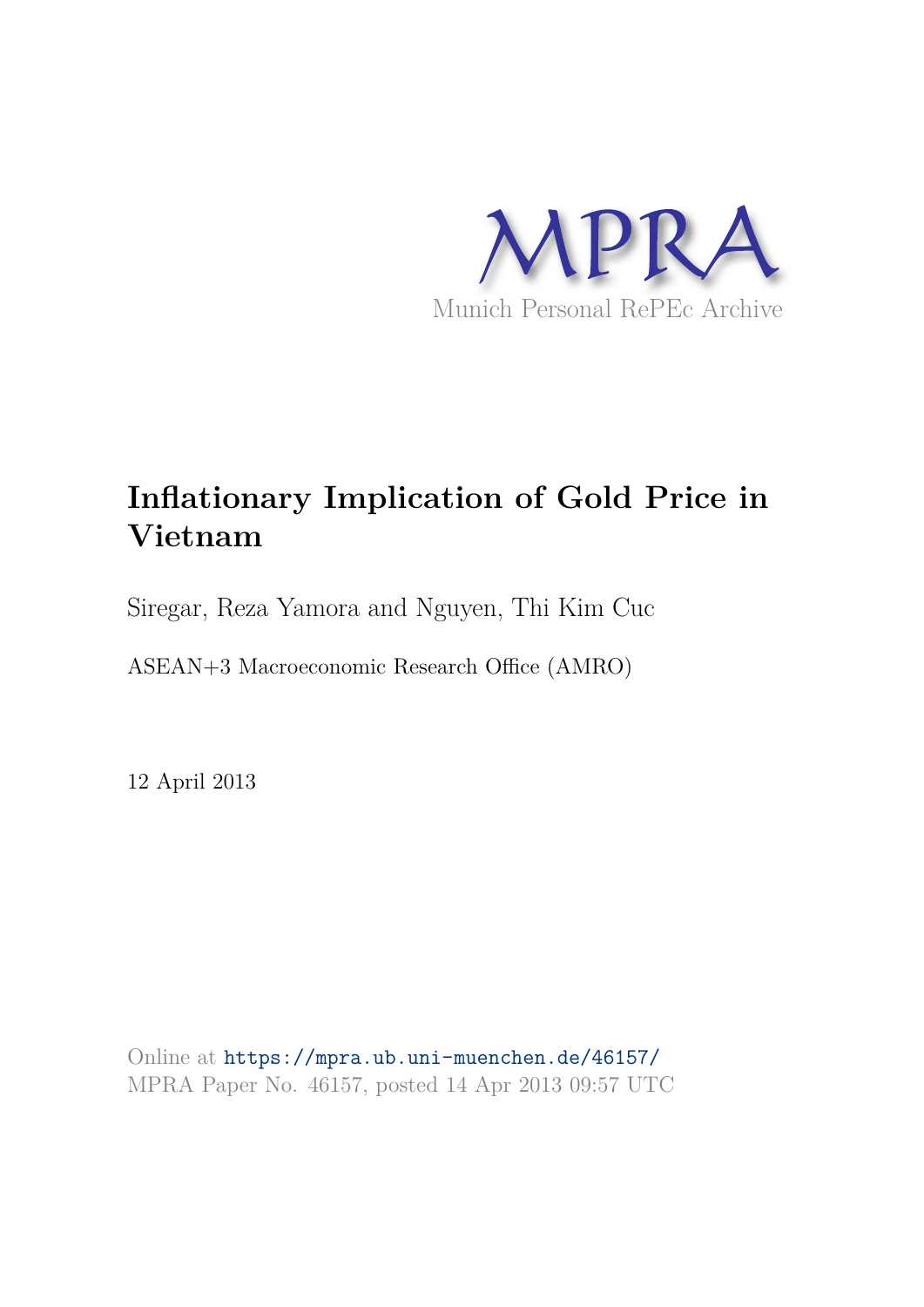MPRA

Munich Personal RePEc Archive

# Inflationary Implication of Gold Price in Vietnam

Siregar, Reza Yamora and Nguyen, Thi Kim Cuc

ASEAN+3 Macroeconomic Research Office (AMRO)

12 April 2013

Online at https://mpra.ub.uni-muenchen.de/46157/
MPRA Paper No. 46157, posted 14 Apr 2013 09:57 UTC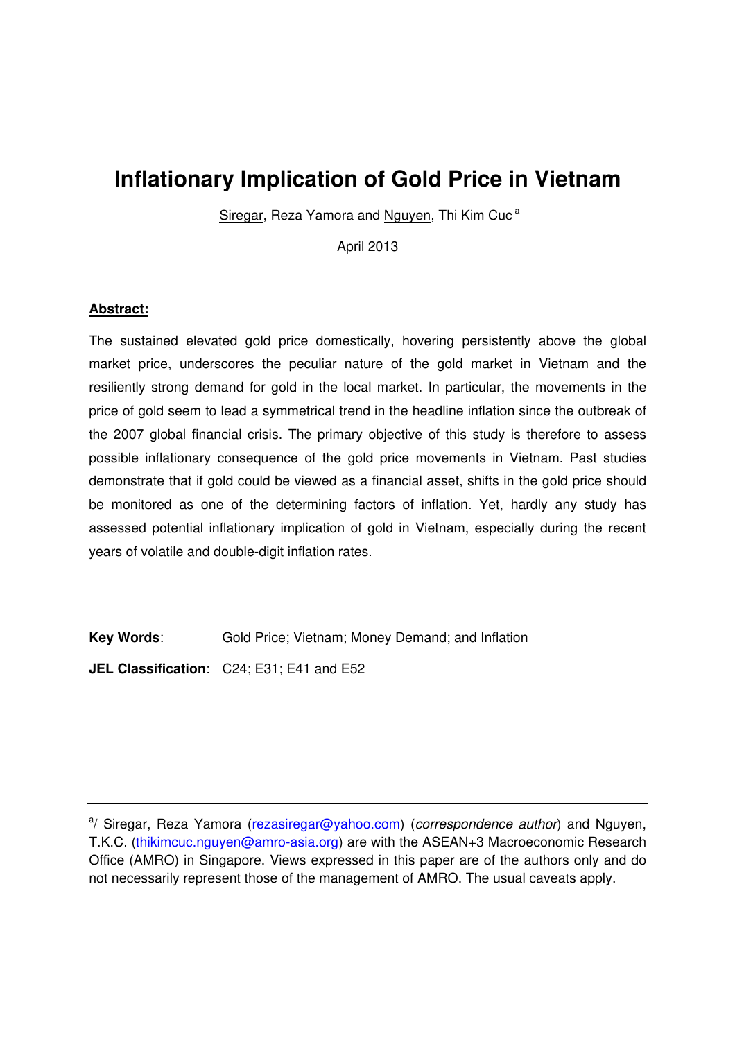# Inflationary Implication of Gold Price in Vietnam

Siregar, Reza Yamora and Nguyen, Thi Kim Cuc [a]

April 2013

**Abstract:**

The sustained elevated gold price domestically, hovering persistently above the global market price, underscores the peculiar nature of the gold market in Vietnam and the resiliently strong demand for gold in the local market. In particular, the movements in the price of gold seem to lead a symmetrical trend in the headline inflation since the outbreak of the 2007 global financial crisis. The primary objective of this study is therefore to assess possible inflationary consequence of the gold price movements in Vietnam. Past studies demonstrate that if gold could be viewed as a financial asset, shifts in the gold price should be monitored as one of the determining factors of inflation. Yet, hardly any study has assessed potential inflationary implication of gold in Vietnam, especially during the recent years of volatile and double-digit inflation rates.

**Key Words**: Gold Price; Vietnam; Money Demand; and Inflation

**JEL Classification**: C24; E31; E41 and E52

---

[a]/ Siregar, Reza Yamora (rezasiregar@yahoo.com) (*correspondence author*) and Nguyen, T.K.C. (thikimcuc.nguyen@amro-asia.org) are with the ASEAN+3 Macroeconomic Research Office (AMRO) in Singapore. Views expressed in this paper are of the authors only and do not necessarily represent those of the management of AMRO. The usual caveats apply.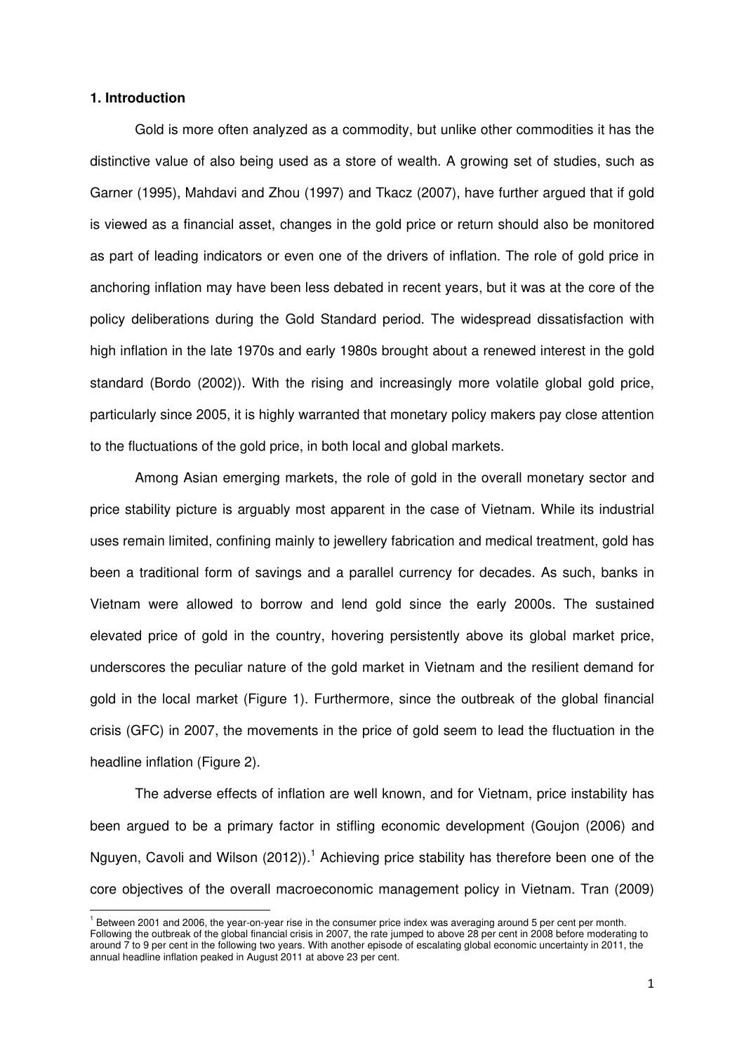## 1. Introduction

Gold is more often analyzed as a commodity, but unlike other commodities it has the distinctive value of also being used as a store of wealth. A growing set of studies, such as Garner (1995), Mahdavi and Zhou (1997) and Tkacz (2007), have further argued that if gold is viewed as a financial asset, changes in the gold price or return should also be monitored as part of leading indicators or even one of the drivers of inflation. The role of gold price in anchoring inflation may have been less debated in recent years, but it was at the core of the policy deliberations during the Gold Standard period. The widespread dissatisfaction with high inflation in the late 1970s and early 1980s brought about a renewed interest in the gold standard (Bordo (2002)). With the rising and increasingly more volatile global gold price, particularly since 2005, it is highly warranted that monetary policy makers pay close attention to the fluctuations of the gold price, in both local and global markets.

Among Asian emerging markets, the role of gold in the overall monetary sector and price stability picture is arguably most apparent in the case of Vietnam. While its industrial uses remain limited, confining mainly to jewellery fabrication and medical treatment, gold has been a traditional form of savings and a parallel currency for decades. As such, banks in Vietnam were allowed to borrow and lend gold since the early 2000s. The sustained elevated price of gold in the country, hovering persistently above its global market price, underscores the peculiar nature of the gold market in Vietnam and the resilient demand for gold in the local market (Figure 1). Furthermore, since the outbreak of the global financial crisis (GFC) in 2007, the movements in the price of gold seem to lead the fluctuation in the headline inflation (Figure 2).

The adverse effects of inflation are well known, and for Vietnam, price instability has been argued to be a primary factor in stifling economic development (Goujon (2006) and Nguyen, Cavoli and Wilson (2012)).[1] Achieving price stability has therefore been one of the core objectives of the overall macroeconomic management policy in Vietnam. Tran (2009)

[1] Between 2001 and 2006, the year-on-year rise in the consumer price index was averaging around 5 per cent per month. Following the outbreak of the global financial crisis in 2007, the rate jumped to above 28 per cent in 2008 before moderating to around 7 to 9 per cent in the following two years. With another episode of escalating global economic uncertainty in 2011, the annual headline inflation peaked in August 2011 at above 23 per cent.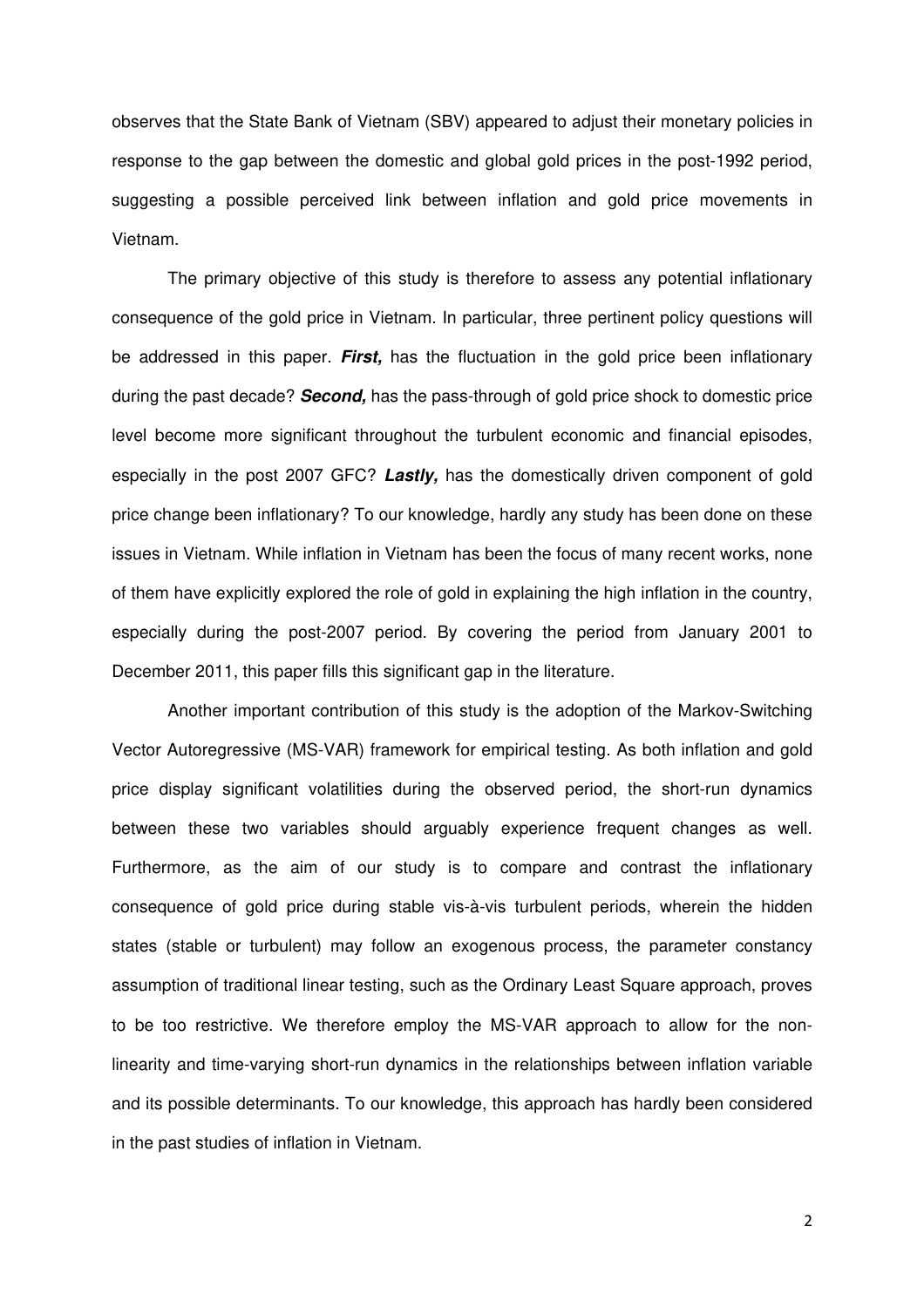observes that the State Bank of Vietnam (SBV) appeared to adjust their monetary policies in response to the gap between the domestic and global gold prices in the post-1992 period, suggesting a possible perceived link between inflation and gold price movements in Vietnam.

The primary objective of this study is therefore to assess any potential inflationary consequence of the gold price in Vietnam. In particular, three pertinent policy questions will be addressed in this paper. ***First,*** has the fluctuation in the gold price been inflationary during the past decade? ***Second,*** has the pass-through of gold price shock to domestic price level become more significant throughout the turbulent economic and financial episodes, especially in the post 2007 GFC? ***Lastly,*** has the domestically driven component of gold price change been inflationary? To our knowledge, hardly any study has been done on these issues in Vietnam. While inflation in Vietnam has been the focus of many recent works, none of them have explicitly explored the role of gold in explaining the high inflation in the country, especially during the post-2007 period. By covering the period from January 2001 to December 2011, this paper fills this significant gap in the literature.

Another important contribution of this study is the adoption of the Markov-Switching Vector Autoregressive (MS-VAR) framework for empirical testing. As both inflation and gold price display significant volatilities during the observed period, the short-run dynamics between these two variables should arguably experience frequent changes as well. Furthermore, as the aim of our study is to compare and contrast the inflationary consequence of gold price during stable vis-à-vis turbulent periods, wherein the hidden states (stable or turbulent) may follow an exogenous process, the parameter constancy assumption of traditional linear testing, such as the Ordinary Least Square approach, proves to be too restrictive. We therefore employ the MS-VAR approach to allow for the non-linearity and time-varying short-run dynamics in the relationships between inflation variable and its possible determinants. To our knowledge, this approach has hardly been considered in the past studies of inflation in Vietnam.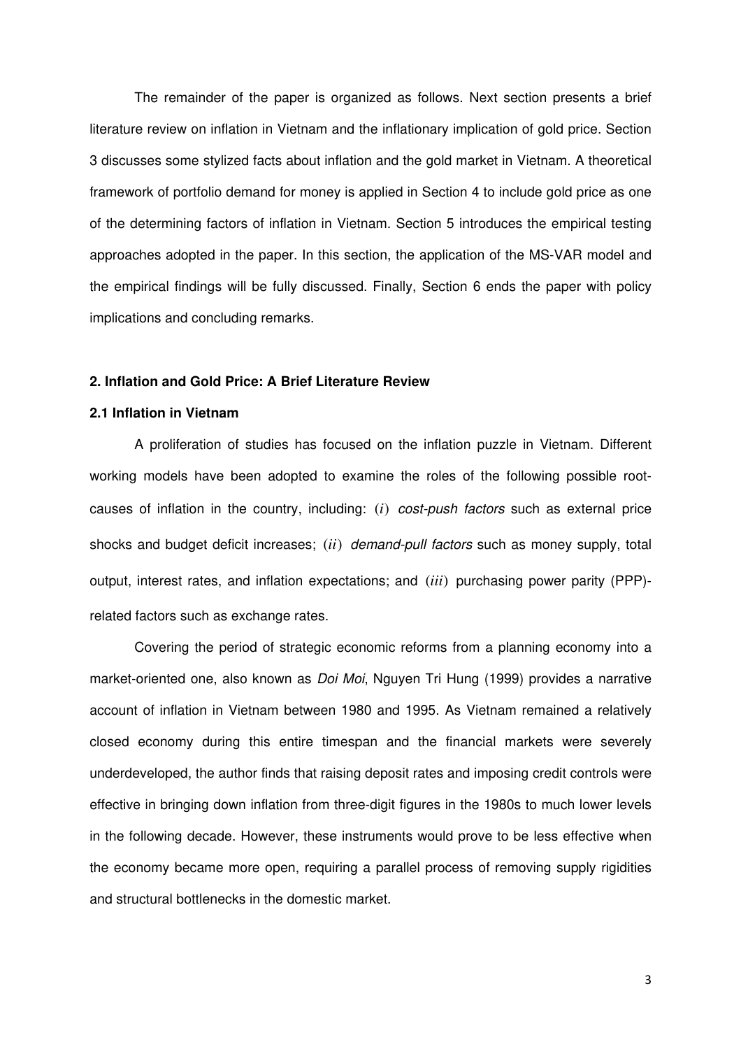The remainder of the paper is organized as follows. Next section presents a brief literature review on inflation in Vietnam and the inflationary implication of gold price. Section 3 discusses some stylized facts about inflation and the gold market in Vietnam. A theoretical framework of portfolio demand for money is applied in Section 4 to include gold price as one of the determining factors of inflation in Vietnam. Section 5 introduces the empirical testing approaches adopted in the paper. In this section, the application of the MS-VAR model and the empirical findings will be fully discussed. Finally, Section 6 ends the paper with policy implications and concluding remarks.

## 2. Inflation and Gold Price: A Brief Literature Review

### 2.1 Inflation in Vietnam

A proliferation of studies has focused on the inflation puzzle in Vietnam. Different working models have been adopted to examine the roles of the following possible root-causes of inflation in the country, including: $(i)$ *cost-push factors* such as external price shocks and budget deficit increases; $(ii)$ *demand-pull factors* such as money supply, total output, interest rates, and inflation expectations; and $(iii)$ purchasing power parity (PPP)-related factors such as exchange rates.

Covering the period of strategic economic reforms from a planning economy into a market-oriented one, also known as *Doi Moi*, Nguyen Tri Hung (1999) provides a narrative account of inflation in Vietnam between 1980 and 1995. As Vietnam remained a relatively closed economy during this entire timespan and the financial markets were severely underdeveloped, the author finds that raising deposit rates and imposing credit controls were effective in bringing down inflation from three-digit figures in the 1980s to much lower levels in the following decade. However, these instruments would prove to be less effective when the economy became more open, requiring a parallel process of removing supply rigidities and structural bottlenecks in the domestic market.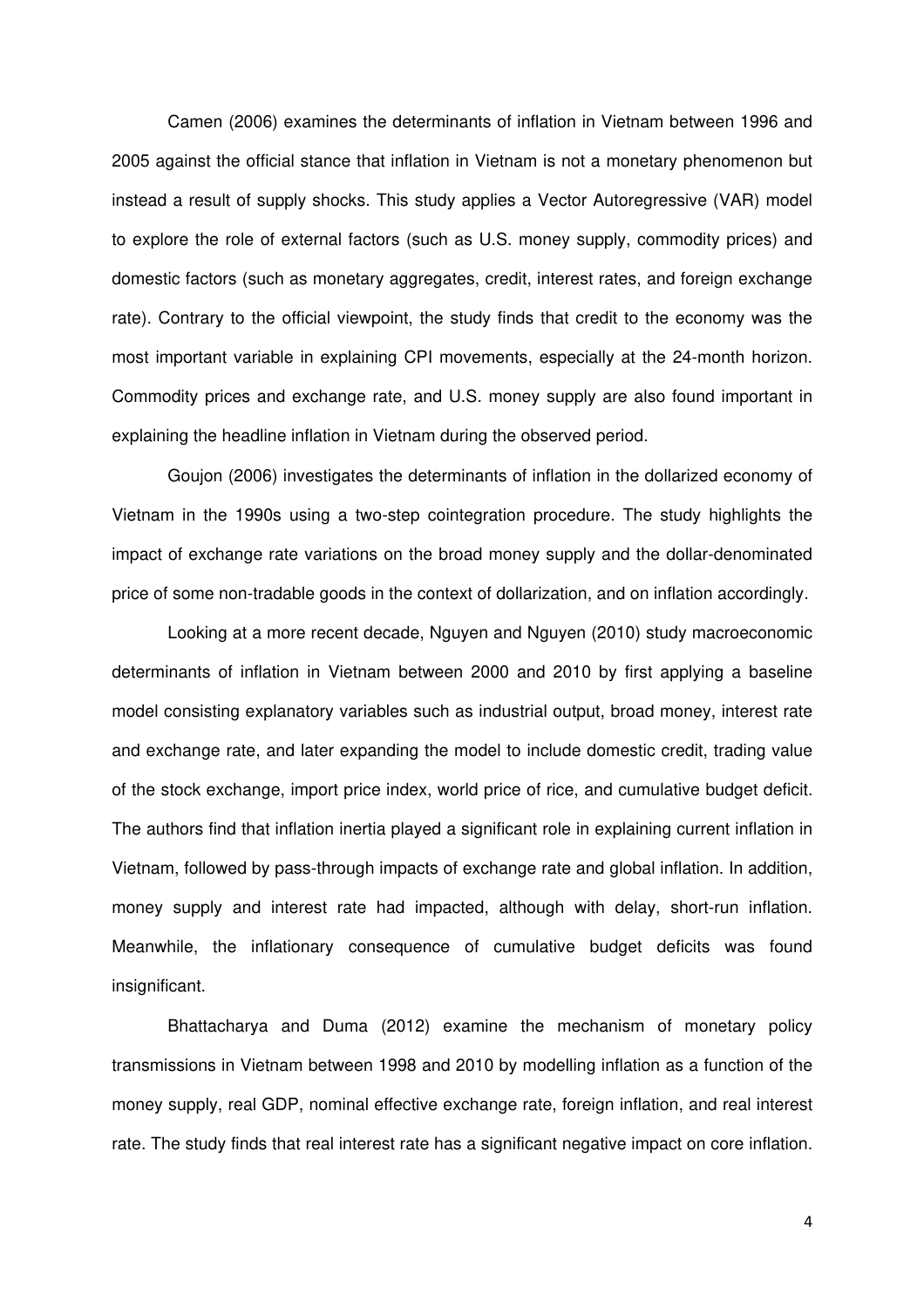Camen (2006) examines the determinants of inflation in Vietnam between 1996 and 2005 against the official stance that inflation in Vietnam is not a monetary phenomenon but instead a result of supply shocks. This study applies a Vector Autoregressive (VAR) model to explore the role of external factors (such as U.S. money supply, commodity prices) and domestic factors (such as monetary aggregates, credit, interest rates, and foreign exchange rate). Contrary to the official viewpoint, the study finds that credit to the economy was the most important variable in explaining CPI movements, especially at the 24-month horizon. Commodity prices and exchange rate, and U.S. money supply are also found important in explaining the headline inflation in Vietnam during the observed period.

Goujon (2006) investigates the determinants of inflation in the dollarized economy of Vietnam in the 1990s using a two-step cointegration procedure. The study highlights the impact of exchange rate variations on the broad money supply and the dollar-denominated price of some non-tradable goods in the context of dollarization, and on inflation accordingly.

Looking at a more recent decade, Nguyen and Nguyen (2010) study macroeconomic determinants of inflation in Vietnam between 2000 and 2010 by first applying a baseline model consisting explanatory variables such as industrial output, broad money, interest rate and exchange rate, and later expanding the model to include domestic credit, trading value of the stock exchange, import price index, world price of rice, and cumulative budget deficit. The authors find that inflation inertia played a significant role in explaining current inflation in Vietnam, followed by pass-through impacts of exchange rate and global inflation. In addition, money supply and interest rate had impacted, although with delay, short-run inflation. Meanwhile, the inflationary consequence of cumulative budget deficits was found insignificant.

Bhattacharya and Duma (2012) examine the mechanism of monetary policy transmissions in Vietnam between 1998 and 2010 by modelling inflation as a function of the money supply, real GDP, nominal effective exchange rate, foreign inflation, and real interest rate. The study finds that real interest rate has a significant negative impact on core inflation.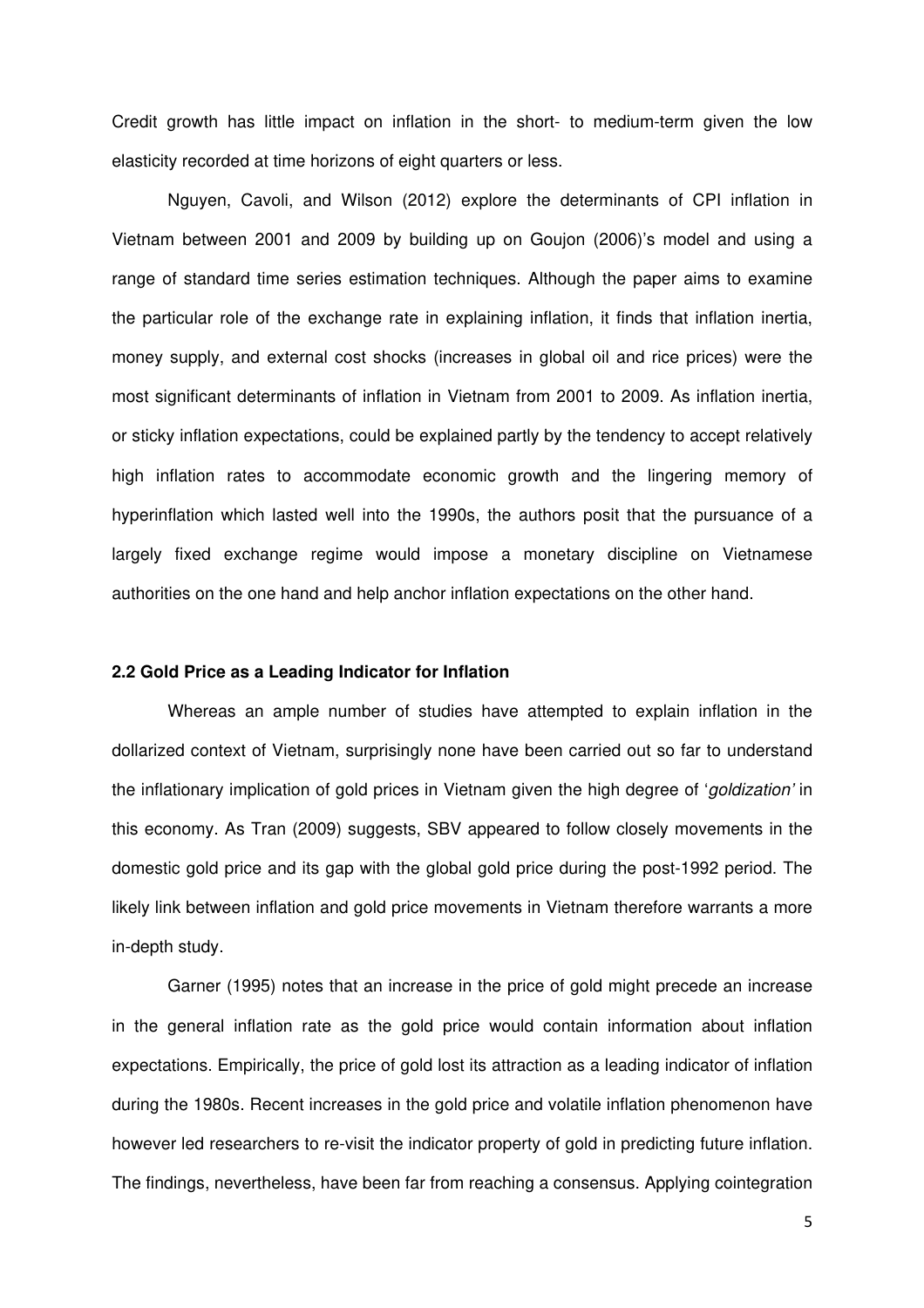Credit growth has little impact on inflation in the short- to medium-term given the low elasticity recorded at time horizons of eight quarters or less.

Nguyen, Cavoli, and Wilson (2012) explore the determinants of CPI inflation in Vietnam between 2001 and 2009 by building up on Goujon (2006)'s model and using a range of standard time series estimation techniques. Although the paper aims to examine the particular role of the exchange rate in explaining inflation, it finds that inflation inertia, money supply, and external cost shocks (increases in global oil and rice prices) were the most significant determinants of inflation in Vietnam from 2001 to 2009. As inflation inertia, or sticky inflation expectations, could be explained partly by the tendency to accept relatively high inflation rates to accommodate economic growth and the lingering memory of hyperinflation which lasted well into the 1990s, the authors posit that the pursuance of a largely fixed exchange regime would impose a monetary discipline on Vietnamese authorities on the one hand and help anchor inflation expectations on the other hand.

### 2.2 Gold Price as a Leading Indicator for Inflation

Whereas an ample number of studies have attempted to explain inflation in the dollarized context of Vietnam, surprisingly none have been carried out so far to understand the inflationary implication of gold prices in Vietnam given the high degree of '*goldization'* in this economy. As Tran (2009) suggests, SBV appeared to follow closely movements in the domestic gold price and its gap with the global gold price during the post-1992 period. The likely link between inflation and gold price movements in Vietnam therefore warrants a more in-depth study.

Garner (1995) notes that an increase in the price of gold might precede an increase in the general inflation rate as the gold price would contain information about inflation expectations. Empirically, the price of gold lost its attraction as a leading indicator of inflation during the 1980s. Recent increases in the gold price and volatile inflation phenomenon have however led researchers to re-visit the indicator property of gold in predicting future inflation. The findings, nevertheless, have been far from reaching a consensus. Applying cointegration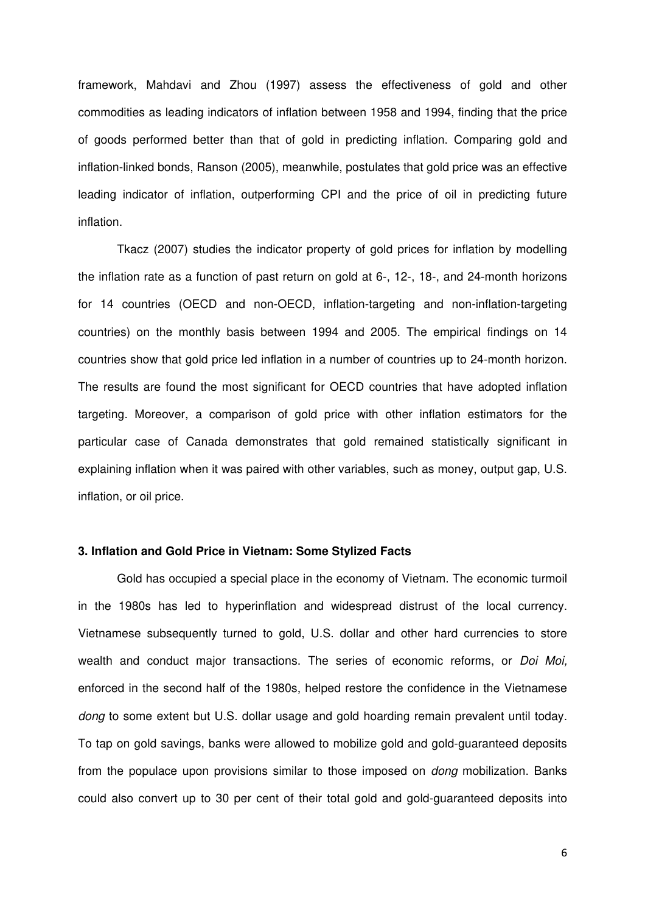framework, Mahdavi and Zhou (1997) assess the effectiveness of gold and other commodities as leading indicators of inflation between 1958 and 1994, finding that the price of goods performed better than that of gold in predicting inflation. Comparing gold and inflation-linked bonds, Ranson (2005), meanwhile, postulates that gold price was an effective leading indicator of inflation, outperforming CPI and the price of oil in predicting future inflation.

Tkacz (2007) studies the indicator property of gold prices for inflation by modelling the inflation rate as a function of past return on gold at 6-, 12-, 18-, and 24-month horizons for 14 countries (OECD and non-OECD, inflation-targeting and non-inflation-targeting countries) on the monthly basis between 1994 and 2005. The empirical findings on 14 countries show that gold price led inflation in a number of countries up to 24-month horizon. The results are found the most significant for OECD countries that have adopted inflation targeting. Moreover, a comparison of gold price with other inflation estimators for the particular case of Canada demonstrates that gold remained statistically significant in explaining inflation when it was paired with other variables, such as money, output gap, U.S. inflation, or oil price.

### 3. Inflation and Gold Price in Vietnam: Some Stylized Facts

Gold has occupied a special place in the economy of Vietnam. The economic turmoil in the 1980s has led to hyperinflation and widespread distrust of the local currency. Vietnamese subsequently turned to gold, U.S. dollar and other hard currencies to store wealth and conduct major transactions. The series of economic reforms, or *Doi Moi,* enforced in the second half of the 1980s, helped restore the confidence in the Vietnamese *dong* to some extent but U.S. dollar usage and gold hoarding remain prevalent until today. To tap on gold savings, banks were allowed to mobilize gold and gold-guaranteed deposits from the populace upon provisions similar to those imposed on *dong* mobilization. Banks could also convert up to 30 per cent of their total gold and gold-guaranteed deposits into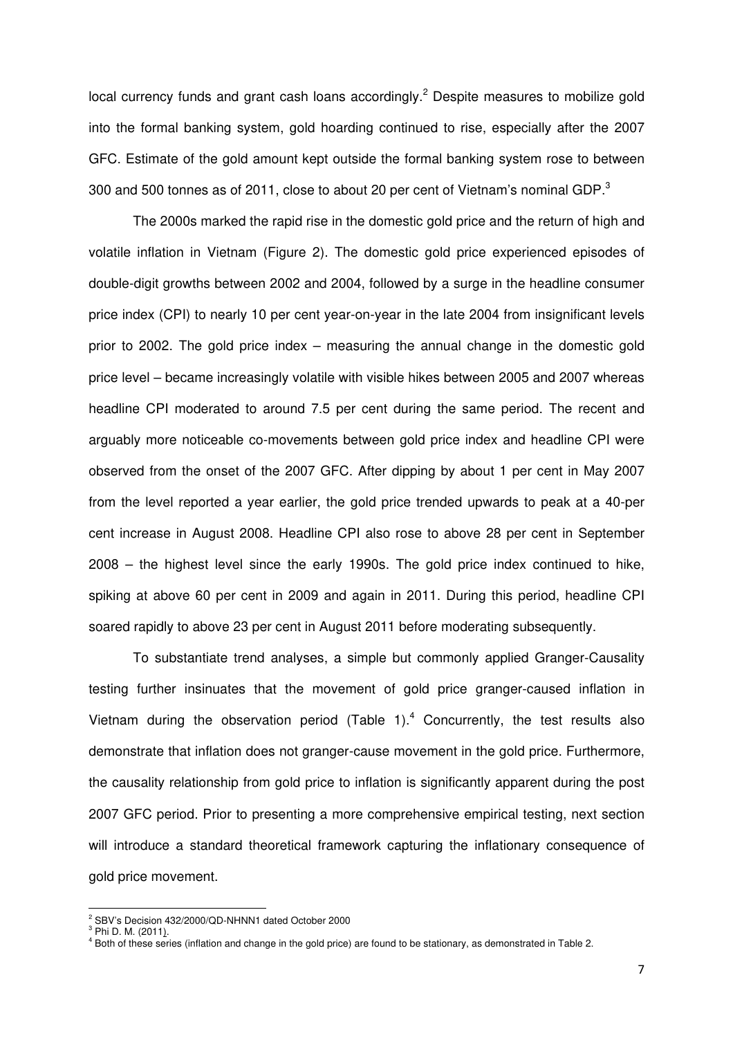local currency funds and grant cash loans accordingly.[2] Despite measures to mobilize gold into the formal banking system, gold hoarding continued to rise, especially after the 2007 GFC. Estimate of the gold amount kept outside the formal banking system rose to between 300 and 500 tonnes as of 2011, close to about 20 per cent of Vietnam's nominal GDP.[3]

The 2000s marked the rapid rise in the domestic gold price and the return of high and volatile inflation in Vietnam (Figure 2). The domestic gold price experienced episodes of double-digit growths between 2002 and 2004, followed by a surge in the headline consumer price index (CPI) to nearly 10 per cent year-on-year in the late 2004 from insignificant levels prior to 2002. The gold price index – measuring the annual change in the domestic gold price level – became increasingly volatile with visible hikes between 2005 and 2007 whereas headline CPI moderated to around 7.5 per cent during the same period. The recent and arguably more noticeable co-movements between gold price index and headline CPI were observed from the onset of the 2007 GFC. After dipping by about 1 per cent in May 2007 from the level reported a year earlier, the gold price trended upwards to peak at a 40-per cent increase in August 2008. Headline CPI also rose to above 28 per cent in September 2008 – the highest level since the early 1990s. The gold price index continued to hike, spiking at above 60 per cent in 2009 and again in 2011. During this period, headline CPI soared rapidly to above 23 per cent in August 2011 before moderating subsequently.

To substantiate trend analyses, a simple but commonly applied Granger-Causality testing further insinuates that the movement of gold price granger-caused inflation in Vietnam during the observation period (Table 1).[4] Concurrently, the test results also demonstrate that inflation does not granger-cause movement in the gold price. Furthermore, the causality relationship from gold price to inflation is significantly apparent during the post 2007 GFC period. Prior to presenting a more comprehensive empirical testing, next section will introduce a standard theoretical framework capturing the inflationary consequence of gold price movement.

---

[2] SBV's Decision 432/2000/QD-NHNN1 dated October 2000

[3] Phi D. M. (2011).

[4] Both of these series (inflation and change in the gold price) are found to be stationary, as demonstrated in Table 2.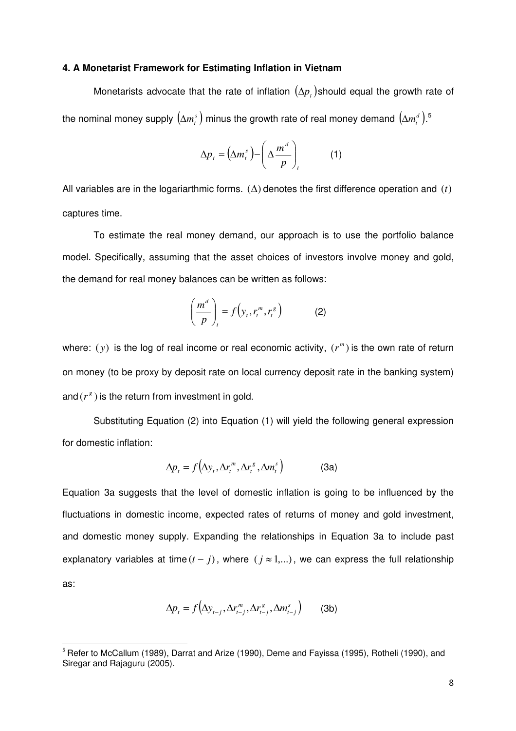#### 4. A Monetarist Framework for Estimating Inflation in Vietnam

Monetarists advocate that the rate of inflation $(\Delta p_t)$ should equal the growth rate of the nominal money supply $(\Delta m_t^s)$ minus the growth rate of real money demand $(\Delta m_t^d)$.[5]

$$\Delta p_t = (\Delta m_t^s) - \left( \Delta \frac{m^d}{p} \right)_t \qquad (1)$$

All variables are in the logariarthmic forms. $(\Delta)$ denotes the first difference operation and $(t)$ captures time.

To estimate the real money demand, our approach is to use the portfolio balance model. Specifically, assuming that the asset choices of investors involve money and gold, the demand for real money balances can be written as follows:

$$\left( \frac{m^d}{p} \right)_t = f\left(y_t, r_t^m, r_t^g\right) \qquad (2)$$

where: $(y)$ is the log of real income or real economic activity, $(r^m)$ is the own rate of return on money (to be proxy by deposit rate on local currency deposit rate in the banking system) and $(r^g)$ is the return from investment in gold.

Substituting Equation (2) into Equation (1) will yield the following general expression for domestic inflation:

$$\Delta p_t = f\left(\Delta y_t, \Delta r_t^m, \Delta r_t^g, \Delta m_t^s\right) \qquad (3a)$$

Equation 3a suggests that the level of domestic inflation is going to be influenced by the fluctuations in domestic income, expected rates of returns of money and gold investment, and domestic money supply. Expanding the relationships in Equation 3a to include past explanatory variables at time $(t-j)$, where $(j \approx 1,...)$, we can express the full relationship as:

$$\Delta p_t = f\left(\Delta y_{t-j}, \Delta r_{t-j}^m, \Delta r_{t-j}^g, \Delta m_{t-j}^s\right) \qquad (3b)$$

[5] Refer to McCallum (1989), Darrat and Arize (1990), Deme and Fayissa (1995), Rotheli (1990), and Siregar and Rajaguru (2005).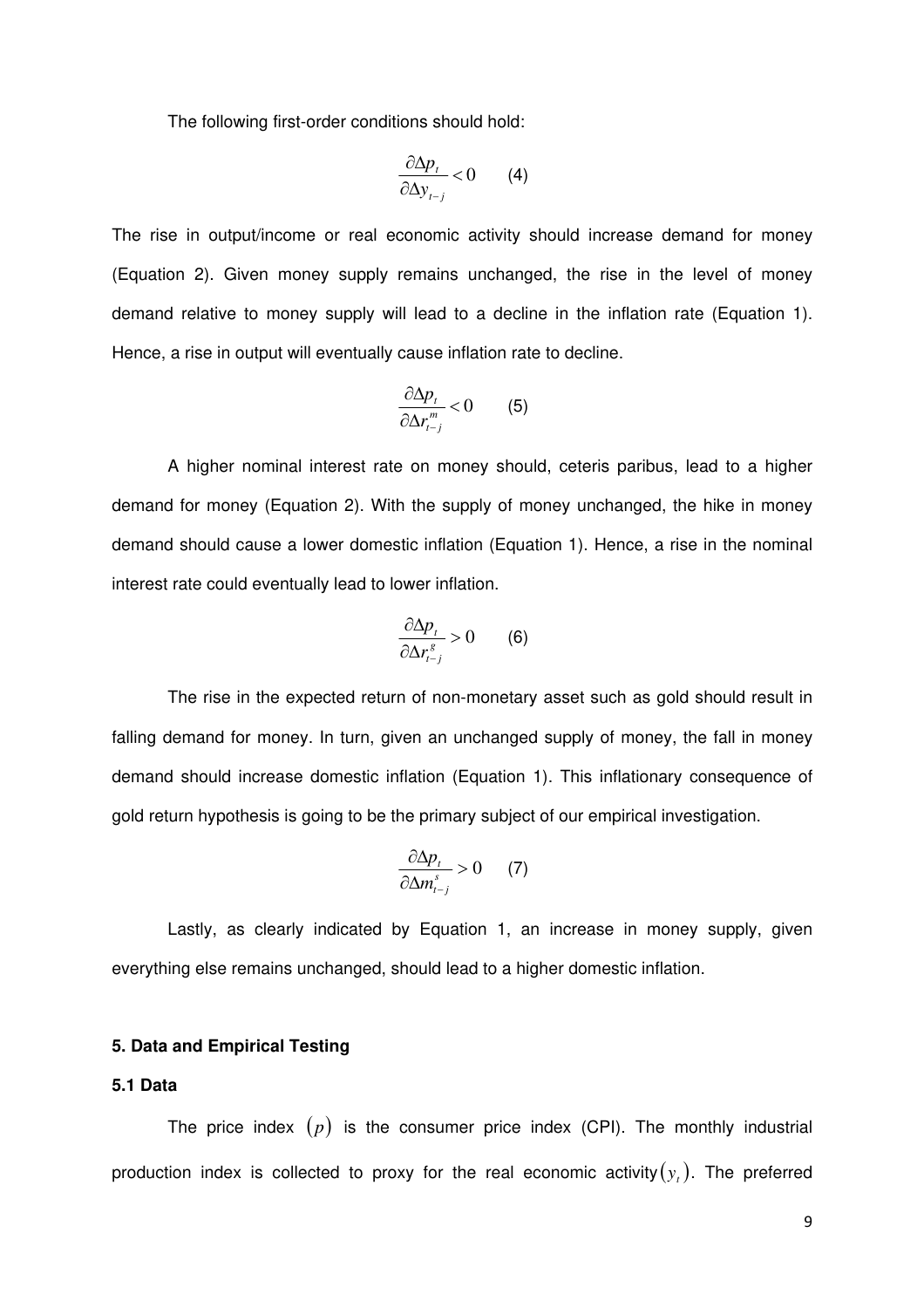The following first-order conditions should hold:

$$\frac{\partial \Delta p_t}{\partial \Delta y_{t-j}} < 0 \qquad (4)$$

The rise in output/income or real economic activity should increase demand for money (Equation 2). Given money supply remains unchanged, the rise in the level of money demand relative to money supply will lead to a decline in the inflation rate (Equation 1). Hence, a rise in output will eventually cause inflation rate to decline.

$$\frac{\partial \Delta p_t}{\partial \Delta r^m_{t-j}} < 0 \qquad (5)$$

A higher nominal interest rate on money should, ceteris paribus, lead to a higher demand for money (Equation 2). With the supply of money unchanged, the hike in money demand should cause a lower domestic inflation (Equation 1). Hence, a rise in the nominal interest rate could eventually lead to lower inflation.

$$\frac{\partial \Delta p_t}{\partial \Delta r^g_{t-j}} > 0 \qquad (6)$$

The rise in the expected return of non-monetary asset such as gold should result in falling demand for money. In turn, given an unchanged supply of money, the fall in money demand should increase domestic inflation (Equation 1). This inflationary consequence of gold return hypothesis is going to be the primary subject of our empirical investigation.

$$\frac{\partial \Delta p_t}{\partial \Delta m^s_{t-j}} > 0 \qquad (7)$$

Lastly, as clearly indicated by Equation 1, an increase in money supply, given everything else remains unchanged, should lead to a higher domestic inflation.

## 5. Data and Empirical Testing

### 5.1 Data

The price index $(p)$ is the consumer price index (CPI). The monthly industrial production index is collected to proxy for the real economic activity$(y_t)$. The preferred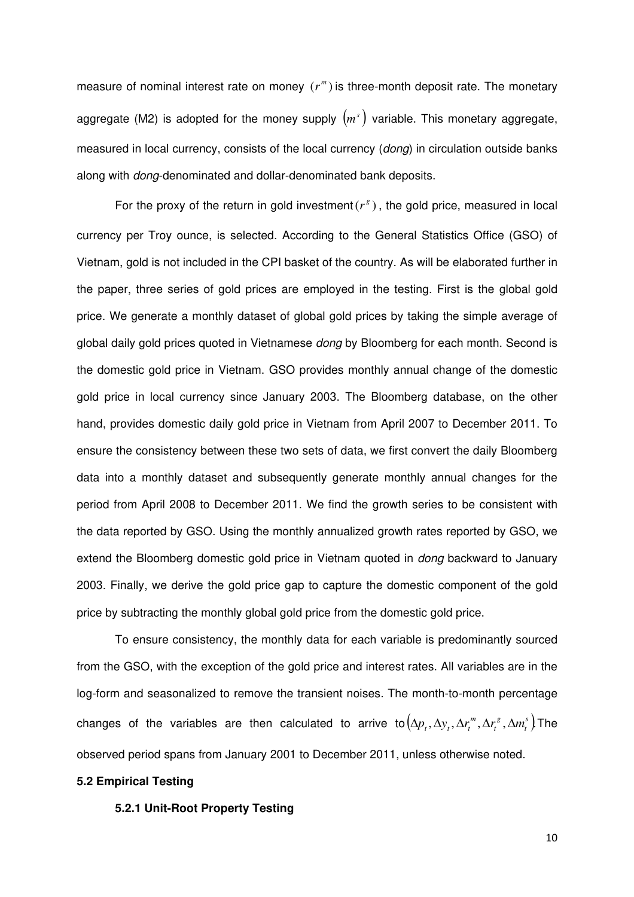measure of nominal interest rate on money $(r^m)$ is three-month deposit rate. The monetary aggregate (M2) is adopted for the money supply $(m^s)$ variable. This monetary aggregate, measured in local currency, consists of the local currency (*dong*) in circulation outside banks along with *dong*-denominated and dollar-denominated bank deposits.

For the proxy of the return in gold investment $(r^g)$, the gold price, measured in local currency per Troy ounce, is selected. According to the General Statistics Office (GSO) of Vietnam, gold is not included in the CPI basket of the country. As will be elaborated further in the paper, three series of gold prices are employed in the testing. First is the global gold price. We generate a monthly dataset of global gold prices by taking the simple average of global daily gold prices quoted in Vietnamese *dong* by Bloomberg for each month. Second is the domestic gold price in Vietnam. GSO provides monthly annual change of the domestic gold price in local currency since January 2003. The Bloomberg database, on the other hand, provides domestic daily gold price in Vietnam from April 2007 to December 2011. To ensure the consistency between these two sets of data, we first convert the daily Bloomberg data into a monthly dataset and subsequently generate monthly annual changes for the period from April 2008 to December 2011. We find the growth series to be consistent with the data reported by GSO. Using the monthly annualized growth rates reported by GSO, we extend the Bloomberg domestic gold price in Vietnam quoted in *dong* backward to January 2003. Finally, we derive the gold price gap to capture the domestic component of the gold price by subtracting the monthly global gold price from the domestic gold price.

To ensure consistency, the monthly data for each variable is predominantly sourced from the GSO, with the exception of the gold price and interest rates. All variables are in the log-form and seasonalized to remove the transient noises. The month-to-month percentage changes of the variables are then calculated to arrive to $(\Delta p_t, \Delta y_t, \Delta r_t^m, \Delta r_t^g, \Delta m_t^s)$. The observed period spans from January 2001 to December 2011, unless otherwise noted.

### 5.2 Empirical Testing

#### 5.2.1 Unit-Root Property Testing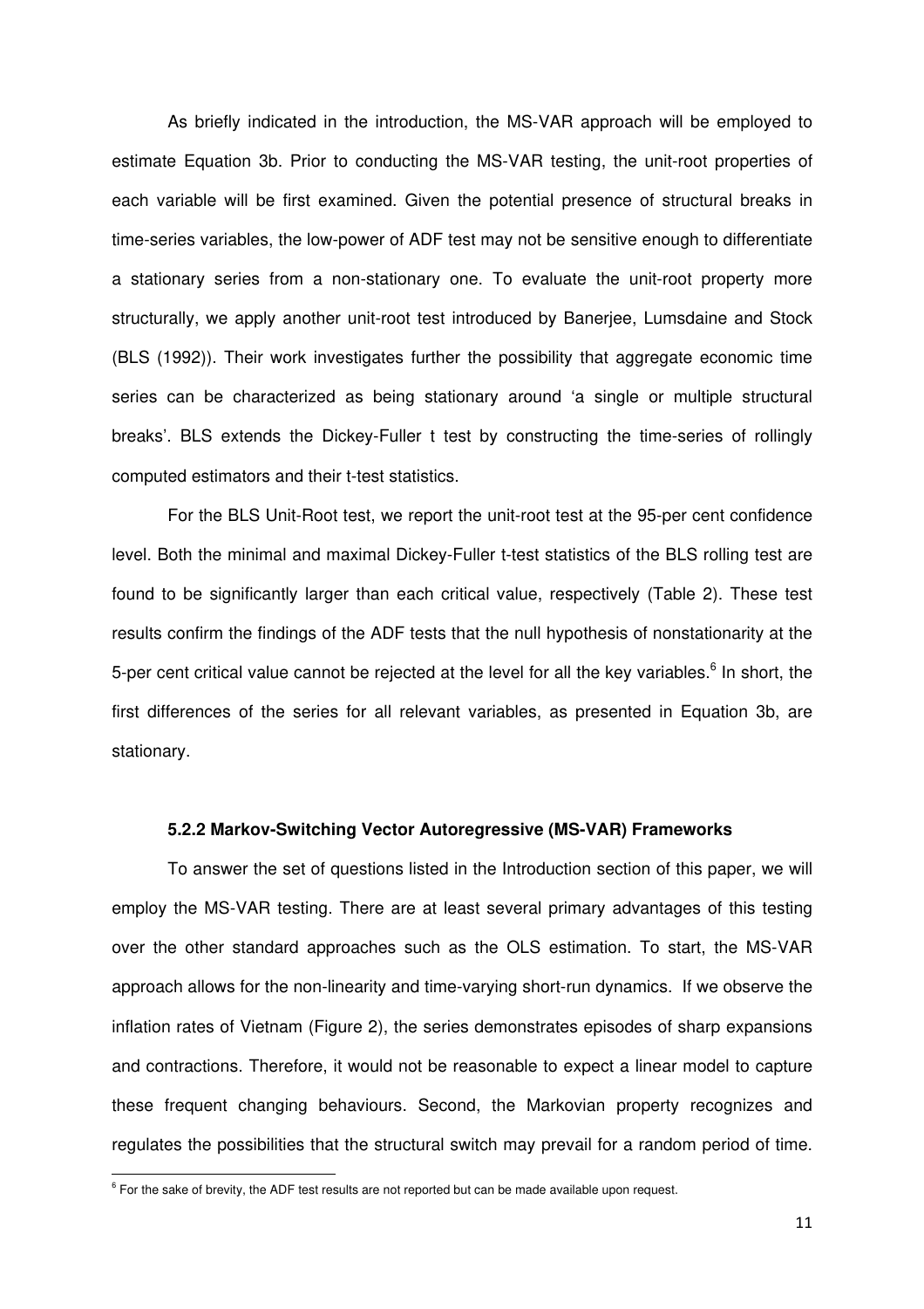As briefly indicated in the introduction, the MS-VAR approach will be employed to estimate Equation 3b. Prior to conducting the MS-VAR testing, the unit-root properties of each variable will be first examined. Given the potential presence of structural breaks in time-series variables, the low-power of ADF test may not be sensitive enough to differentiate a stationary series from a non-stationary one. To evaluate the unit-root property more structurally, we apply another unit-root test introduced by Banerjee, Lumsdaine and Stock (BLS (1992)). Their work investigates further the possibility that aggregate economic time series can be characterized as being stationary around 'a single or multiple structural breaks'. BLS extends the Dickey-Fuller t test by constructing the time-series of rollingly computed estimators and their t-test statistics.

For the BLS Unit-Root test, we report the unit-root test at the 95-per cent confidence level. Both the minimal and maximal Dickey-Fuller t-test statistics of the BLS rolling test are found to be significantly larger than each critical value, respectively (Table 2). These test results confirm the findings of the ADF tests that the null hypothesis of nonstationarity at the 5-per cent critical value cannot be rejected at the level for all the key variables.[6] In short, the first differences of the series for all relevant variables, as presented in Equation 3b, are stationary.

#### 5.2.2 Markov-Switching Vector Autoregressive (MS-VAR) Frameworks

To answer the set of questions listed in the Introduction section of this paper, we will employ the MS-VAR testing. There are at least several primary advantages of this testing over the other standard approaches such as the OLS estimation. To start, the MS-VAR approach allows for the non-linearity and time-varying short-run dynamics. If we observe the inflation rates of Vietnam (Figure 2), the series demonstrates episodes of sharp expansions and contractions. Therefore, it would not be reasonable to expect a linear model to capture these frequent changing behaviours. Second, the Markovian property recognizes and regulates the possibilities that the structural switch may prevail for a random period of time.

[6] For the sake of brevity, the ADF test results are not reported but can be made available upon request.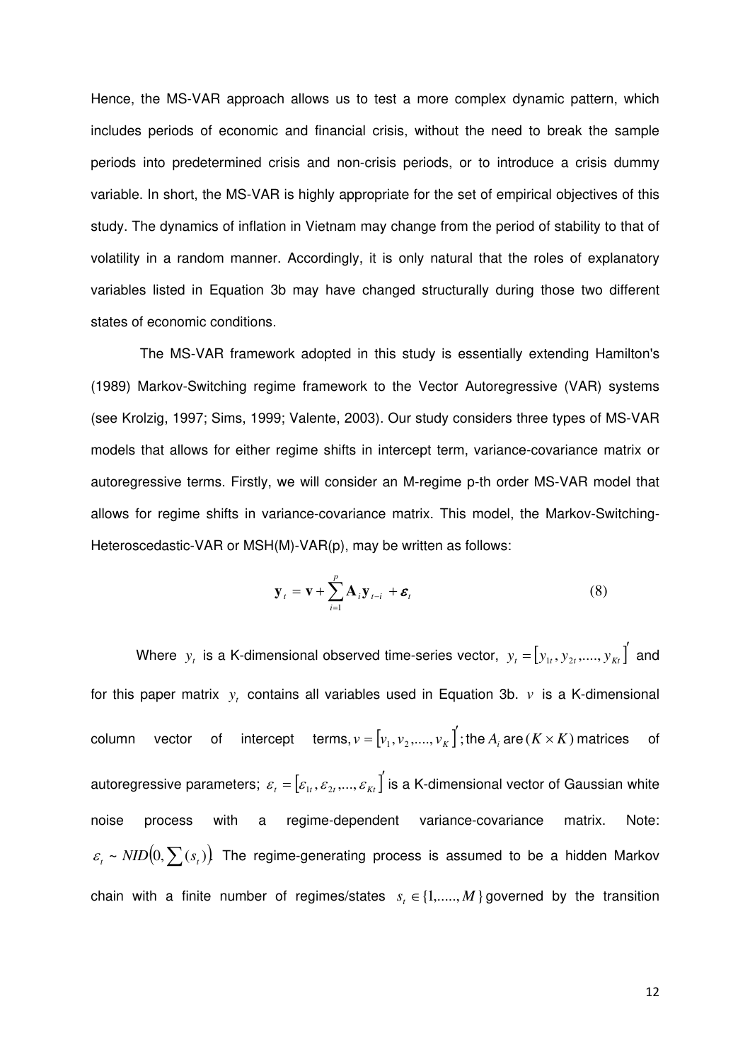Hence, the MS-VAR approach allows us to test a more complex dynamic pattern, which includes periods of economic and financial crisis, without the need to break the sample periods into predetermined crisis and non-crisis periods, or to introduce a crisis dummy variable. In short, the MS-VAR is highly appropriate for the set of empirical objectives of this study. The dynamics of inflation in Vietnam may change from the period of stability to that of volatility in a random manner. Accordingly, it is only natural that the roles of explanatory variables listed in Equation 3b may have changed structurally during those two different states of economic conditions.

The MS-VAR framework adopted in this study is essentially extending Hamilton's (1989) Markov-Switching regime framework to the Vector Autoregressive (VAR) systems (see Krolzig, 1997; Sims, 1999; Valente, 2003). Our study considers three types of MS-VAR models that allows for either regime shifts in intercept term, variance-covariance matrix or autoregressive terms. Firstly, we will consider an M-regime p-th order MS-VAR model that allows for regime shifts in variance-covariance matrix. This model, the Markov-Switching-Heteroscedastic-VAR or MSH(M)-VAR(p), may be written as follows:

$$\mathbf{y}_t = \mathbf{v} + \sum_{i=1}^{p} \mathbf{A}_i \mathbf{y}_{t-i} + \boldsymbol{\varepsilon}_t \tag{8}$$

Where $y_t$ is a K-dimensional observed time-series vector, $y_t = [y_{1t}, y_{2t}, ....., y_{Kt}]'$ and for this paper matrix $y_t$ contains all variables used in Equation 3b. $v$ is a K-dimensional column vector of intercept terms, $v = [v_1, v_2, ....., v_K]'$; the $A_i$ are $(K \times K)$ matrices of autoregressive parameters; $\varepsilon_t = [\varepsilon_{1t}, \varepsilon_{2t}, ..., \varepsilon_{Kt}]'$ is a K-dimensional vector of Gaussian white noise process with a regime-dependent variance-covariance matrix. Note: $\varepsilon_t \sim NID(0, \sum(s_t))$. The regime-generating process is assumed to be a hidden Markov chain with a finite number of regimes/states $s_t \in \{1,....., M\}$ governed by the transition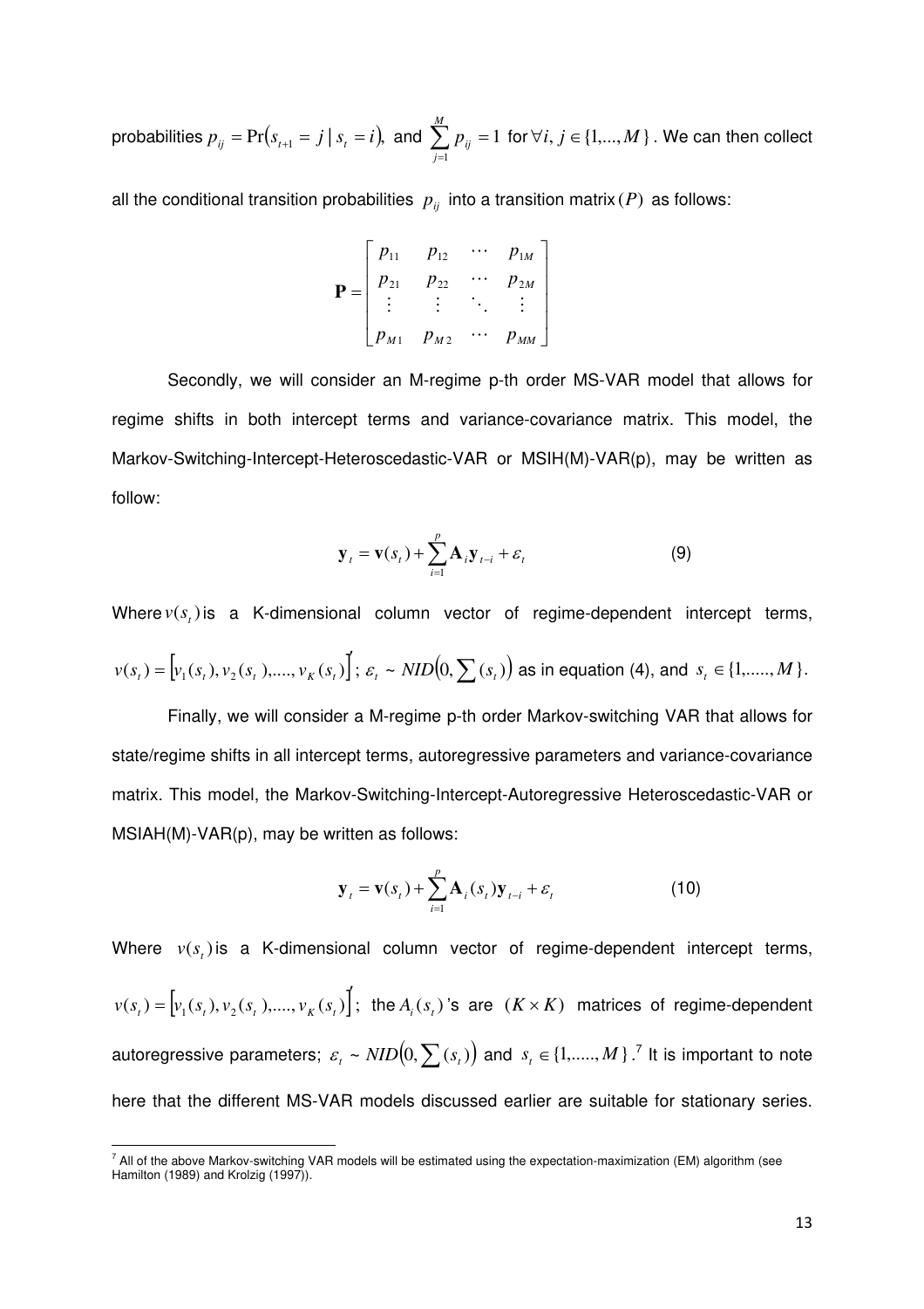probabilities $p_{ij} = \Pr(s_{t+1} = j \mid s_t = i)$, and $\sum_{j=1}^{M} p_{ij} = 1$ for $\forall i, j \in \{1,..., M\}$. We can then collect all the conditional transition probabilities $p_{ij}$ into a transition matrix $(P)$ as follows:

$$\mathbf{P} = \begin{bmatrix} p_{11} & p_{12} & \cdots & p_{1M} \\ p_{21} & p_{22} & \cdots & p_{2M} \\ \vdots & \vdots & \ddots & \vdots \\ p_{M1} & p_{M2} & \cdots & p_{MM} \end{bmatrix}$$

Secondly, we will consider an M-regime p-th order MS-VAR model that allows for regime shifts in both intercept terms and variance-covariance matrix. This model, the Markov-Switching-Intercept-Heteroscedastic-VAR or MSIH(M)-VAR(p), may be written as follow:

$$\mathbf{y}_t = \mathbf{v}(s_t) + \sum_{i=1}^{p} \mathbf{A}_i \mathbf{y}_{t-i} + \varepsilon_t \tag{9}$$

Where $v(s_t)$ is a K-dimensional column vector of regime-dependent intercept terms, $v(s_t) = [v_1(s_t), v_2(s_t),...., v_K(s_t)]'$; $\varepsilon_t \sim NID(0, \sum(s_t))$ as in equation (4), and $s_t \in \{1,....., M\}$.

Finally, we will consider a M-regime p-th order Markov-switching VAR that allows for state/regime shifts in all intercept terms, autoregressive parameters and variance-covariance matrix. This model, the Markov-Switching-Intercept-Autoregressive Heteroscedastic-VAR or MSIAH(M)-VAR(p), may be written as follows:

$$\mathbf{y}_t = \mathbf{v}(s_t) + \sum_{i=1}^{p} \mathbf{A}_i(s_t) \mathbf{y}_{t-i} + \varepsilon_t \tag{10}$$

Where $v(s_t)$ is a K-dimensional column vector of regime-dependent intercept terms, $v(s_t) = [v_1(s_t), v_2(s_t),...., v_K(s_t)]'$; the $A_i(s_t)$'s are $(K \times K)$ matrices of regime-dependent autoregressive parameters; $\varepsilon_t \sim NID(0, \sum(s_t))$ and $s_t \in \{1,....., M\}$.[7] It is important to note here that the different MS-VAR models discussed earlier are suitable for stationary series.

[7] All of the above Markov-switching VAR models will be estimated using the expectation-maximization (EM) algorithm (see Hamilton (1989) and Krolzig (1997)).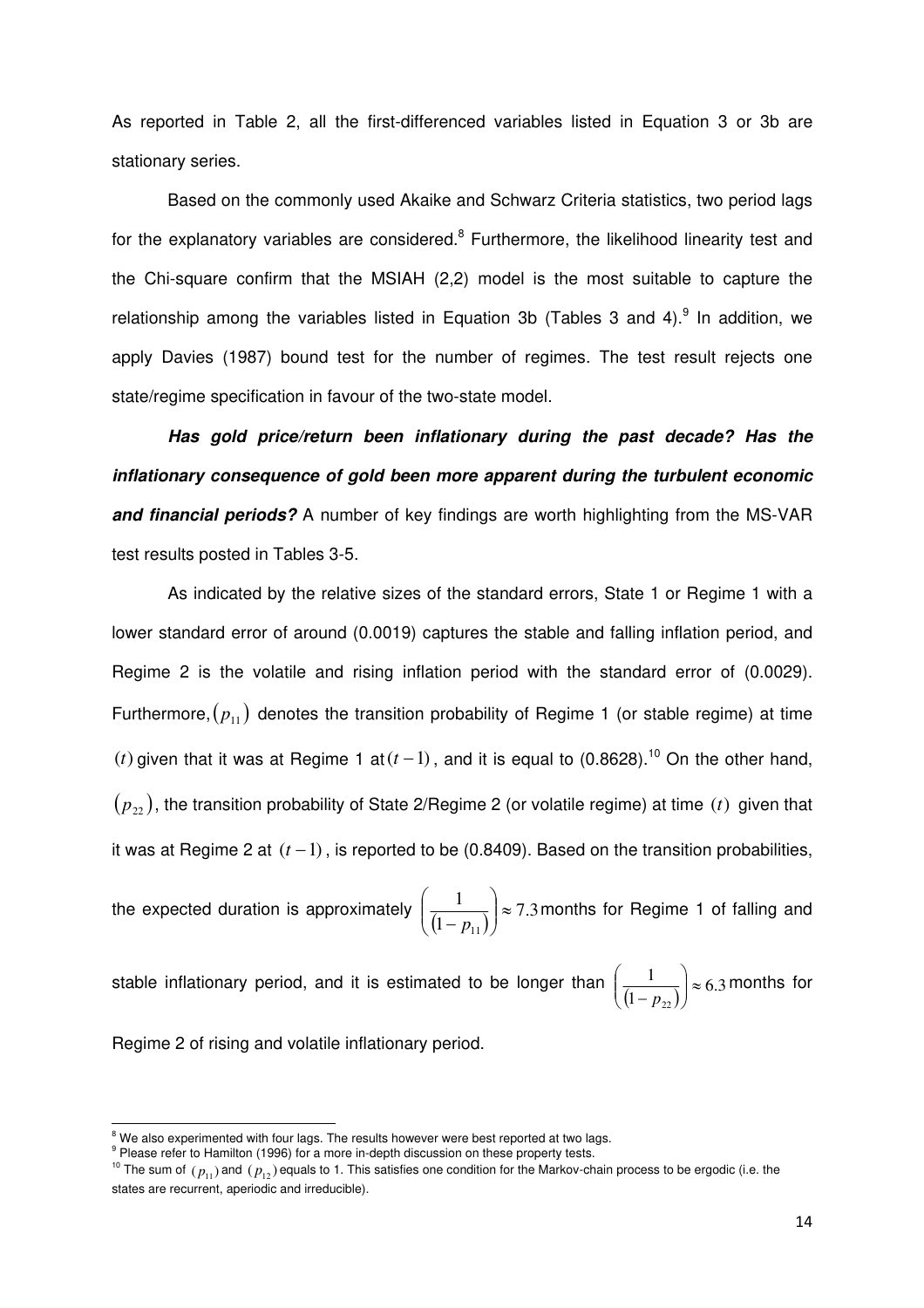As reported in Table 2, all the first-differenced variables listed in Equation 3 or 3b are stationary series.

Based on the commonly used Akaike and Schwarz Criteria statistics, two period lags for the explanatory variables are considered.[8] Furthermore, the likelihood linearity test and the Chi-square confirm that the MSIAH (2,2) model is the most suitable to capture the relationship among the variables listed in Equation 3b (Tables 3 and 4).[9] In addition, we apply Davies (1987) bound test for the number of regimes. The test result rejects one state/regime specification in favour of the two-state model.

***Has gold price/return been inflationary during the past decade? Has the inflationary consequence of gold been more apparent during the turbulent economic and financial periods?*** A number of key findings are worth highlighting from the MS-VAR test results posted in Tables 3-5.

As indicated by the relative sizes of the standard errors, State 1 or Regime 1 with a lower standard error of around (0.0019) captures the stable and falling inflation period, and Regime 2 is the volatile and rising inflation period with the standard error of (0.0029). Furthermore, $(p_{11})$ denotes the transition probability of Regime 1 (or stable regime) at time $(t)$ given that it was at Regime 1 at $(t-1)$, and it is equal to (0.8628).[10] On the other hand, $(p_{22})$, the transition probability of State 2/Regime 2 (or volatile regime) at time $(t)$ given that it was at Regime 2 at $(t-1)$, is reported to be (0.8409). Based on the transition probabilities, the expected duration is approximately $\left(\frac{1}{(1-p_{11})}\right) \approx 7.3$ months for Regime 1 of falling and stable inflationary period, and it is estimated to be longer than $\left(\frac{1}{(1-p_{22})}\right) \approx 6.3$ months for Regime 2 of rising and volatile inflationary period.

---

[8] We also experimented with four lags. The results however were best reported at two lags.

[9] Please refer to Hamilton (1996) for a more in-depth discussion on these property tests.

[10] The sum of $(p_{11})$ and $(p_{12})$ equals to 1. This satisfies one condition for the Markov-chain process to be ergodic (i.e. the states are recurrent, aperiodic and irreducible).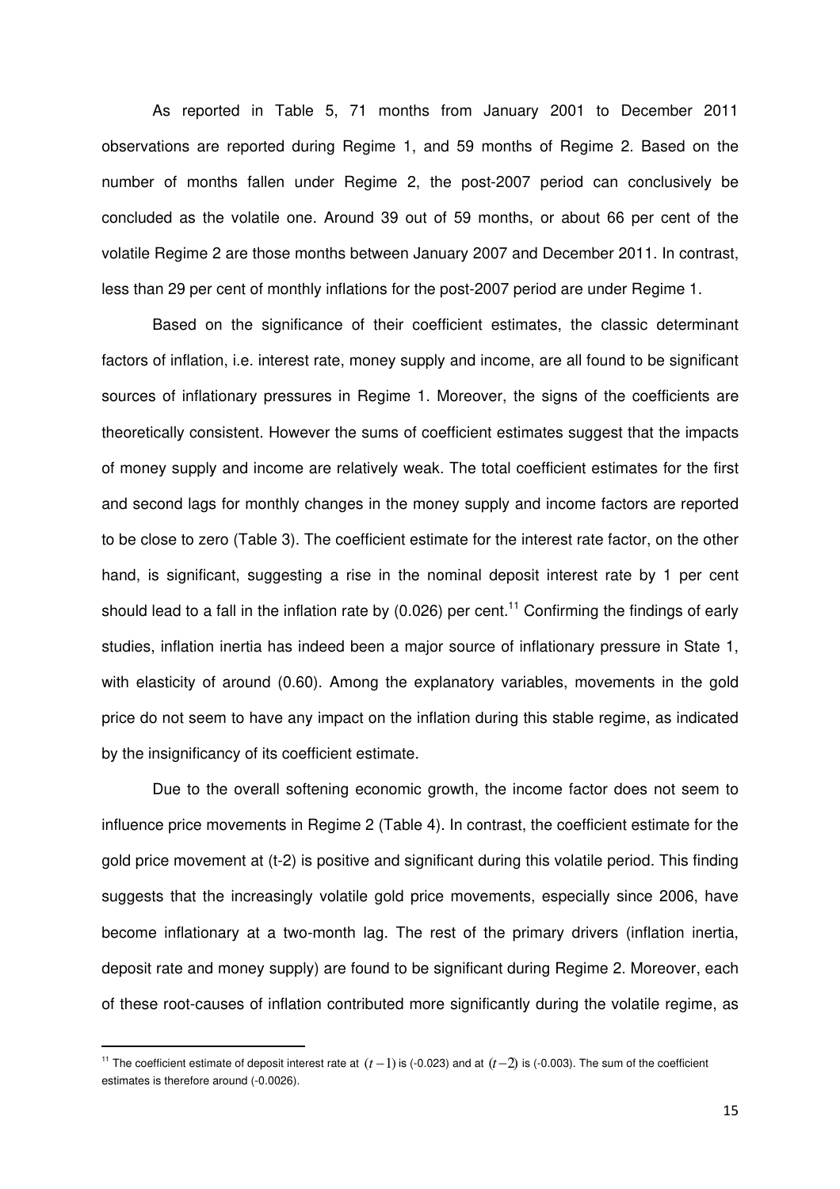As reported in Table 5, 71 months from January 2001 to December 2011 observations are reported during Regime 1, and 59 months of Regime 2. Based on the number of months fallen under Regime 2, the post-2007 period can conclusively be concluded as the volatile one. Around 39 out of 59 months, or about 66 per cent of the volatile Regime 2 are those months between January 2007 and December 2011. In contrast, less than 29 per cent of monthly inflations for the post-2007 period are under Regime 1.

Based on the significance of their coefficient estimates, the classic determinant factors of inflation, i.e. interest rate, money supply and income, are all found to be significant sources of inflationary pressures in Regime 1. Moreover, the signs of the coefficients are theoretically consistent. However the sums of coefficient estimates suggest that the impacts of money supply and income are relatively weak. The total coefficient estimates for the first and second lags for monthly changes in the money supply and income factors are reported to be close to zero (Table 3). The coefficient estimate for the interest rate factor, on the other hand, is significant, suggesting a rise in the nominal deposit interest rate by 1 per cent should lead to a fall in the inflation rate by (0.026) per cent.[11] Confirming the findings of early studies, inflation inertia has indeed been a major source of inflationary pressure in State 1, with elasticity of around (0.60). Among the explanatory variables, movements in the gold price do not seem to have any impact on the inflation during this stable regime, as indicated by the insignificancy of its coefficient estimate.

Due to the overall softening economic growth, the income factor does not seem to influence price movements in Regime 2 (Table 4). In contrast, the coefficient estimate for the gold price movement at (t-2) is positive and significant during this volatile period. This finding suggests that the increasingly volatile gold price movements, especially since 2006, have become inflationary at a two-month lag. The rest of the primary drivers (inflation inertia, deposit rate and money supply) are found to be significant during Regime 2. Moreover, each of these root-causes of inflation contributed more significantly during the volatile regime, as

---

[11] The coefficient estimate of deposit interest rate at $(t-1)$ is (-0.023) and at $(t-2)$ is (-0.003). The sum of the coefficient estimates is therefore around (-0.0026).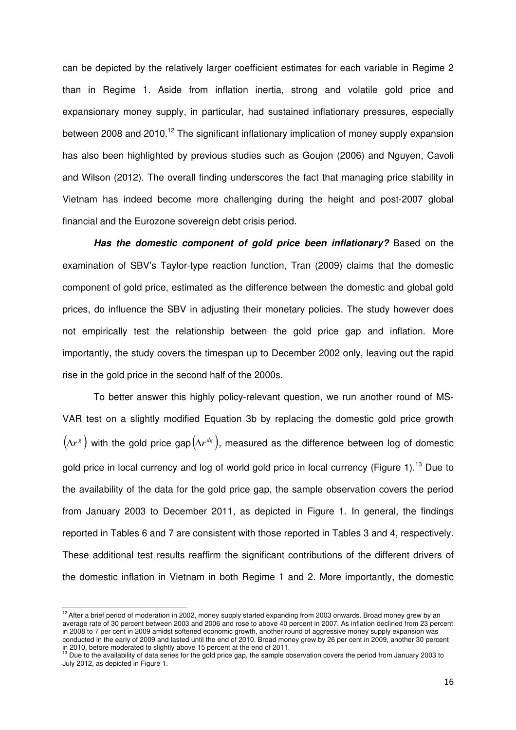can be depicted by the relatively larger coefficient estimates for each variable in Regime 2 than in Regime 1. Aside from inflation inertia, strong and volatile gold price and expansionary money supply, in particular, had sustained inflationary pressures, especially between 2008 and 2010.[12] The significant inflationary implication of money supply expansion has also been highlighted by previous studies such as Goujon (2006) and Nguyen, Cavoli and Wilson (2012). The overall finding underscores the fact that managing price stability in Vietnam has indeed become more challenging during the height and post-2007 global financial and the Eurozone sovereign debt crisis period.

***Has the domestic component of gold price been inflationary?*** Based on the examination of SBV's Taylor-type reaction function, Tran (2009) claims that the domestic component of gold price, estimated as the difference between the domestic and global gold prices, do influence the SBV in adjusting their monetary policies. The study however does not empirically test the relationship between the gold price gap and inflation. More importantly, the study covers the timespan up to December 2002 only, leaving out the rapid rise in the gold price in the second half of the 2000s.

To better answer this highly policy-relevant question, we run another round of MS-VAR test on a slightly modified Equation 3b by replacing the domestic gold price growth $\left(\Delta r^{g}\right)$ with the gold price gap $\left(\Delta r^{dg}\right)$, measured as the difference between log of domestic gold price in local currency and log of world gold price in local currency (Figure 1).[13] Due to the availability of the data for the gold price gap, the sample observation covers the period from January 2003 to December 2011, as depicted in Figure 1. In general, the findings reported in Tables 6 and 7 are consistent with those reported in Tables 3 and 4, respectively. These additional test results reaffirm the significant contributions of the different drivers of the domestic inflation in Vietnam in both Regime 1 and 2. More importantly, the domestic

---

[12] After a brief period of moderation in 2002, money supply started expanding from 2003 onwards. Broad money grew by an average rate of 30 percent between 2003 and 2006 and rose to above 40 percent in 2007. As inflation declined from 23 percent in 2008 to 7 per cent in 2009 amidst softened economic growth, another round of aggressive money supply expansion was conducted in the early of 2009 and lasted until the end of 2010. Broad money grew by 26 per cent in 2009, another 30 percent in 2010, before moderated to slightly above 15 percent at the end of 2011.

[13] Due to the availability of data series for the gold price gap, the sample observation covers the period from January 2003 to July 2012, as depicted in Figure 1.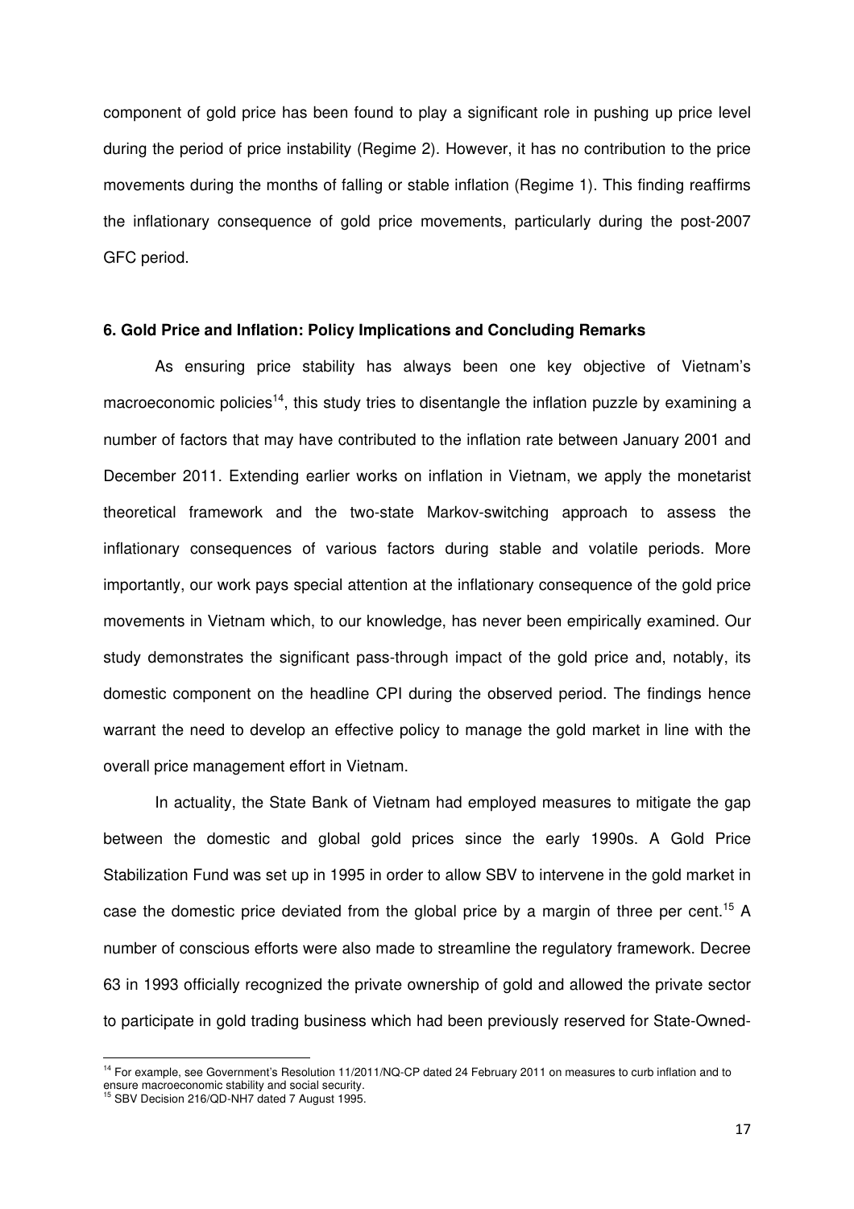component of gold price has been found to play a significant role in pushing up price level during the period of price instability (Regime 2). However, it has no contribution to the price movements during the months of falling or stable inflation (Regime 1). This finding reaffirms the inflationary consequence of gold price movements, particularly during the post-2007 GFC period.

## 6. Gold Price and Inflation: Policy Implications and Concluding Remarks

As ensuring price stability has always been one key objective of Vietnam's macroeconomic policies[14], this study tries to disentangle the inflation puzzle by examining a number of factors that may have contributed to the inflation rate between January 2001 and December 2011. Extending earlier works on inflation in Vietnam, we apply the monetarist theoretical framework and the two-state Markov-switching approach to assess the inflationary consequences of various factors during stable and volatile periods. More importantly, our work pays special attention at the inflationary consequence of the gold price movements in Vietnam which, to our knowledge, has never been empirically examined. Our study demonstrates the significant pass-through impact of the gold price and, notably, its domestic component on the headline CPI during the observed period. The findings hence warrant the need to develop an effective policy to manage the gold market in line with the overall price management effort in Vietnam.

In actuality, the State Bank of Vietnam had employed measures to mitigate the gap between the domestic and global gold prices since the early 1990s. A Gold Price Stabilization Fund was set up in 1995 in order to allow SBV to intervene in the gold market in case the domestic price deviated from the global price by a margin of three per cent.[15] A number of conscious efforts were also made to streamline the regulatory framework. Decree 63 in 1993 officially recognized the private ownership of gold and allowed the private sector to participate in gold trading business which had been previously reserved for State-Owned-

---

[14] For example, see Government's Resolution 11/2011/NQ-CP dated 24 February 2011 on measures to curb inflation and to ensure macroeconomic stability and social security.

[15] SBV Decision 216/QD-NH7 dated 7 August 1995.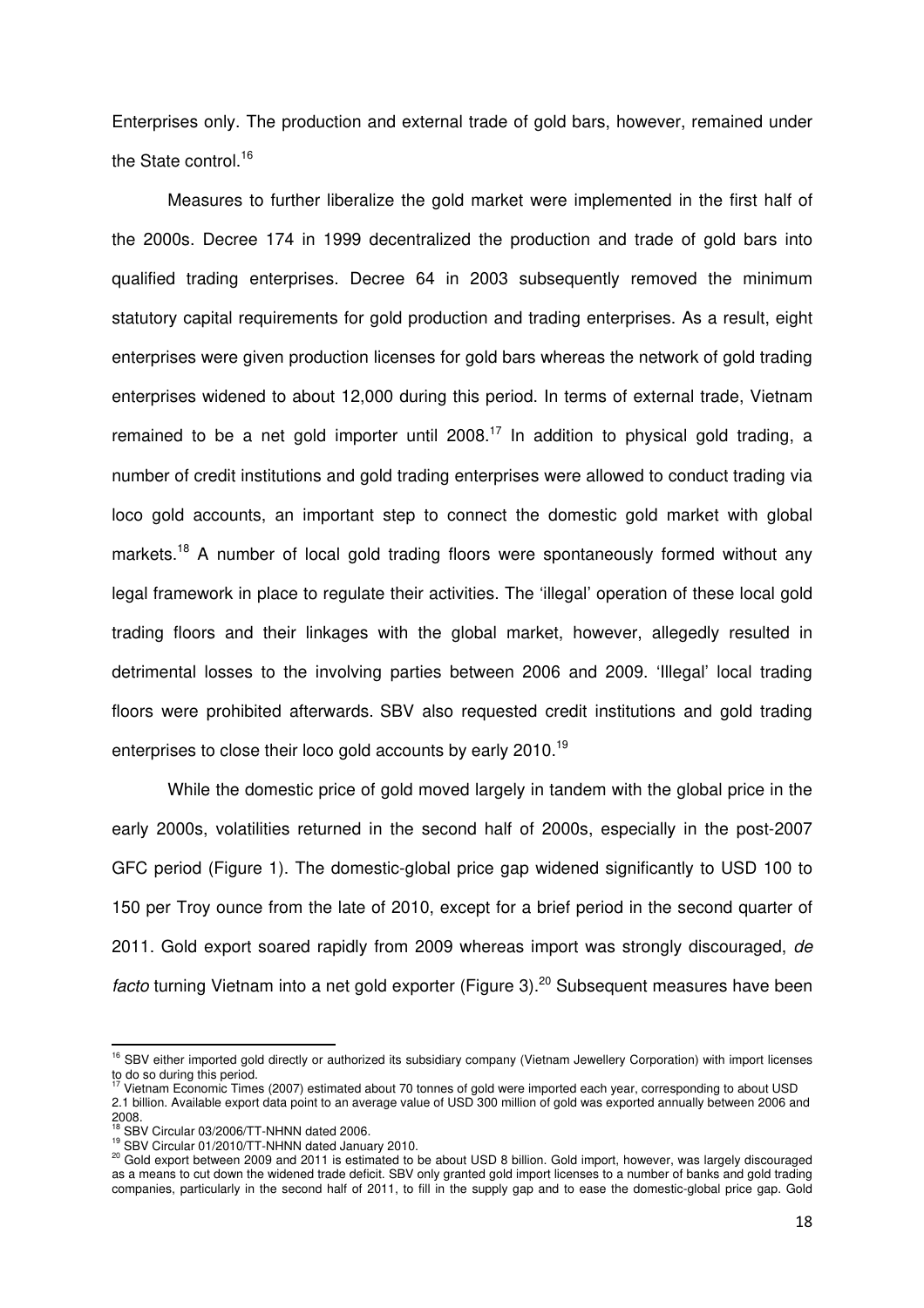Enterprises only. The production and external trade of gold bars, however, remained under the State control.[16]

Measures to further liberalize the gold market were implemented in the first half of the 2000s. Decree 174 in 1999 decentralized the production and trade of gold bars into qualified trading enterprises. Decree 64 in 2003 subsequently removed the minimum statutory capital requirements for gold production and trading enterprises. As a result, eight enterprises were given production licenses for gold bars whereas the network of gold trading enterprises widened to about 12,000 during this period. In terms of external trade, Vietnam remained to be a net gold importer until 2008.[17] In addition to physical gold trading, a number of credit institutions and gold trading enterprises were allowed to conduct trading via loco gold accounts, an important step to connect the domestic gold market with global markets.[18] A number of local gold trading floors were spontaneously formed without any legal framework in place to regulate their activities. The 'illegal' operation of these local gold trading floors and their linkages with the global market, however, allegedly resulted in detrimental losses to the involving parties between 2006 and 2009. 'Illegal' local trading floors were prohibited afterwards. SBV also requested credit institutions and gold trading enterprises to close their loco gold accounts by early 2010.[19]

While the domestic price of gold moved largely in tandem with the global price in the early 2000s, volatilities returned in the second half of 2000s, especially in the post-2007 GFC period (Figure 1). The domestic-global price gap widened significantly to USD 100 to 150 per Troy ounce from the late of 2010, except for a brief period in the second quarter of 2011. Gold export soared rapidly from 2009 whereas import was strongly discouraged, *de facto* turning Vietnam into a net gold exporter (Figure 3).[20] Subsequent measures have been

---

[16] SBV either imported gold directly or authorized its subsidiary company (Vietnam Jewellery Corporation) with import licenses to do so during this period.

[17] Vietnam Economic Times (2007) estimated about 70 tonnes of gold were imported each year, corresponding to about USD 2.1 billion. Available export data point to an average value of USD 300 million of gold was exported annually between 2006 and 2008.

[18] SBV Circular 03/2006/TT-NHNN dated 2006.

[19] SBV Circular 01/2010/TT-NHNN dated January 2010.

[20] Gold export between 2009 and 2011 is estimated to be about USD 8 billion. Gold import, however, was largely discouraged as a means to cut down the widened trade deficit. SBV only granted gold import licenses to a number of banks and gold trading companies, particularly in the second half of 2011, to fill in the supply gap and to ease the domestic-global price gap. Gold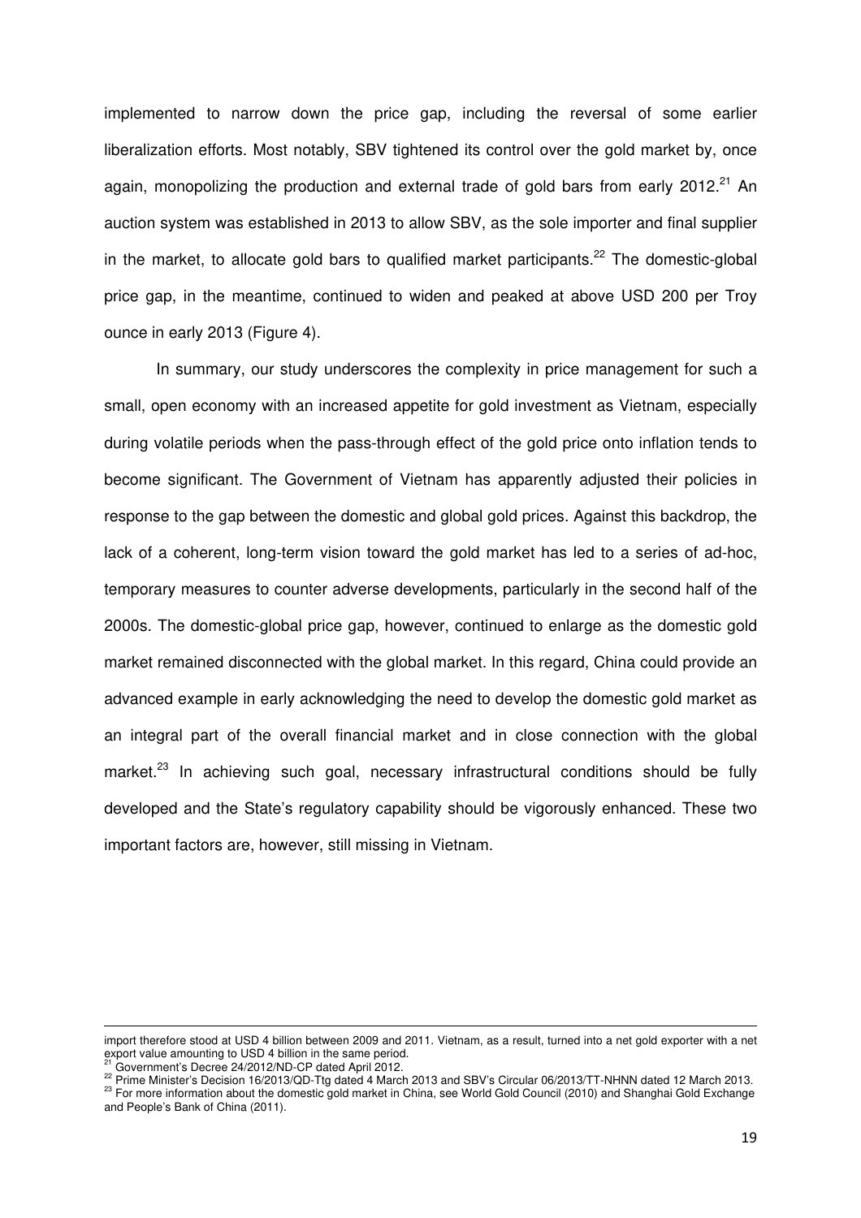implemented to narrow down the price gap, including the reversal of some earlier liberalization efforts. Most notably, SBV tightened its control over the gold market by, once again, monopolizing the production and external trade of gold bars from early 2012.[21] An auction system was established in 2013 to allow SBV, as the sole importer and final supplier in the market, to allocate gold bars to qualified market participants.[22] The domestic-global price gap, in the meantime, continued to widen and peaked at above USD 200 per Troy ounce in early 2013 (Figure 4).

In summary, our study underscores the complexity in price management for such a small, open economy with an increased appetite for gold investment as Vietnam, especially during volatile periods when the pass-through effect of the gold price onto inflation tends to become significant. The Government of Vietnam has apparently adjusted their policies in response to the gap between the domestic and global gold prices. Against this backdrop, the lack of a coherent, long-term vision toward the gold market has led to a series of ad-hoc, temporary measures to counter adverse developments, particularly in the second half of the 2000s. The domestic-global price gap, however, continued to enlarge as the domestic gold market remained disconnected with the global market. In this regard, China could provide an advanced example in early acknowledging the need to develop the domestic gold market as an integral part of the overall financial market and in close connection with the global market.[23] In achieving such goal, necessary infrastructural conditions should be fully developed and the State's regulatory capability should be vigorously enhanced. These two important factors are, however, still missing in Vietnam.

---

import therefore stood at USD 4 billion between 2009 and 2011. Vietnam, as a result, turned into a net gold exporter with a net export value amounting to USD 4 billion in the same period.

[21] Government's Decree 24/2012/ND-CP dated April 2012.

[22] Prime Minister's Decision 16/2013/QD-Ttg dated 4 March 2013 and SBV's Circular 06/2013/TT-NHNN dated 12 March 2013.

[23] For more information about the domestic gold market in China, see World Gold Council (2010) and Shanghai Gold Exchange and People's Bank of China (2011).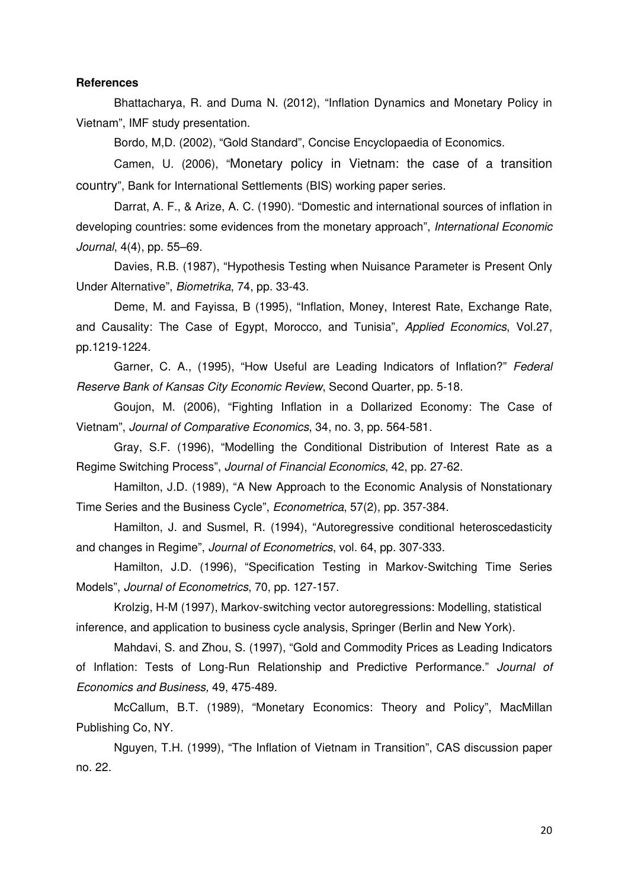**References**

Bhattacharya, R. and Duma N. (2012), "Inflation Dynamics and Monetary Policy in Vietnam", IMF study presentation.

Bordo, M,D. (2002), "Gold Standard", Concise Encyclopaedia of Economics.

Camen, U. (2006), "Monetary policy in Vietnam: the case of a transition country", Bank for International Settlements (BIS) working paper series.

Darrat, A. F., & Arize, A. C. (1990). "Domestic and international sources of inflation in developing countries: some evidences from the monetary approach", *International Economic Journal*, 4(4), pp. 55–69.

Davies, R.B. (1987), "Hypothesis Testing when Nuisance Parameter is Present Only Under Alternative", *Biometrika*, 74, pp. 33-43.

Deme, M. and Fayissa, B (1995), "Inflation, Money, Interest Rate, Exchange Rate, and Causality: The Case of Egypt, Morocco, and Tunisia", *Applied Economics*, Vol.27, pp.1219-1224.

Garner, C. A., (1995), "How Useful are Leading Indicators of Inflation?" *Federal Reserve Bank of Kansas City Economic Review*, Second Quarter, pp. 5-18.

Goujon, M. (2006), "Fighting Inflation in a Dollarized Economy: The Case of Vietnam", *Journal of Comparative Economics*, 34, no. 3, pp. 564-581.

Gray, S.F. (1996), "Modelling the Conditional Distribution of Interest Rate as a Regime Switching Process", *Journal of Financial Economics*, 42, pp. 27-62.

Hamilton, J.D. (1989), "A New Approach to the Economic Analysis of Nonstationary Time Series and the Business Cycle", *Econometrica*, 57(2), pp. 357-384.

Hamilton, J. and Susmel, R. (1994), "Autoregressive conditional heteroscedasticity and changes in Regime", *Journal of Econometrics*, vol. 64, pp. 307-333.

Hamilton, J.D. (1996), "Specification Testing in Markov-Switching Time Series Models", *Journal of Econometrics*, 70, pp. 127-157.

Krolzig, H-M (1997), Markov-switching vector autoregressions: Modelling, statistical inference, and application to business cycle analysis, Springer (Berlin and New York).

Mahdavi, S. and Zhou, S. (1997), "Gold and Commodity Prices as Leading Indicators of Inflation: Tests of Long-Run Relationship and Predictive Performance." *Journal of Economics and Business,* 49, 475-489.

McCallum, B.T. (1989), "Monetary Economics: Theory and Policy", MacMillan Publishing Co, NY.

Nguyen, T.H. (1999), "The Inflation of Vietnam in Transition", CAS discussion paper no. 22.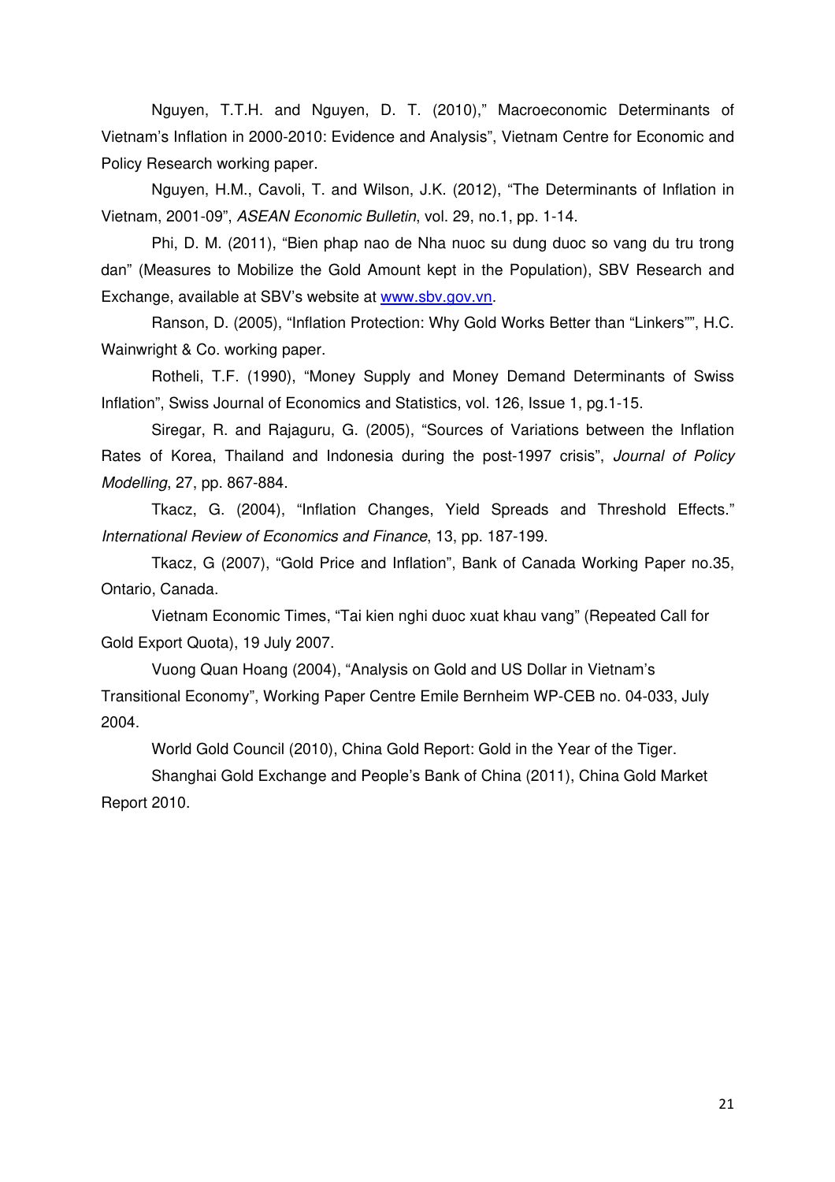Nguyen, T.T.H. and Nguyen, D. T. (2010)," Macroeconomic Determinants of Vietnam's Inflation in 2000-2010: Evidence and Analysis", Vietnam Centre for Economic and Policy Research working paper.

Nguyen, H.M., Cavoli, T. and Wilson, J.K. (2012), "The Determinants of Inflation in Vietnam, 2001-09", *ASEAN Economic Bulletin*, vol. 29, no.1, pp. 1-14.

Phi, D. M. (2011), "Bien phap nao de Nha nuoc su dung duoc so vang du tru trong dan" (Measures to Mobilize the Gold Amount kept in the Population), SBV Research and Exchange, available at SBV's website at www.sbv.gov.vn.

Ranson, D. (2005), "Inflation Protection: Why Gold Works Better than "Linkers"", H.C. Wainwright & Co. working paper.

Rotheli, T.F. (1990), "Money Supply and Money Demand Determinants of Swiss Inflation", Swiss Journal of Economics and Statistics, vol. 126, Issue 1, pg.1-15.

Siregar, R. and Rajaguru, G. (2005), "Sources of Variations between the Inflation Rates of Korea, Thailand and Indonesia during the post-1997 crisis", *Journal of Policy Modelling*, 27, pp. 867-884.

Tkacz, G. (2004), "Inflation Changes, Yield Spreads and Threshold Effects." *International Review of Economics and Finance*, 13, pp. 187-199.

Tkacz, G (2007), "Gold Price and Inflation", Bank of Canada Working Paper no.35, Ontario, Canada.

Vietnam Economic Times, "Tai kien nghi duoc xuat khau vang" (Repeated Call for Gold Export Quota), 19 July 2007.

Vuong Quan Hoang (2004), "Analysis on Gold and US Dollar in Vietnam's Transitional Economy", Working Paper Centre Emile Bernheim WP-CEB no. 04-033, July 2004.

World Gold Council (2010), China Gold Report: Gold in the Year of the Tiger.

Shanghai Gold Exchange and People's Bank of China (2011), China Gold Market Report 2010.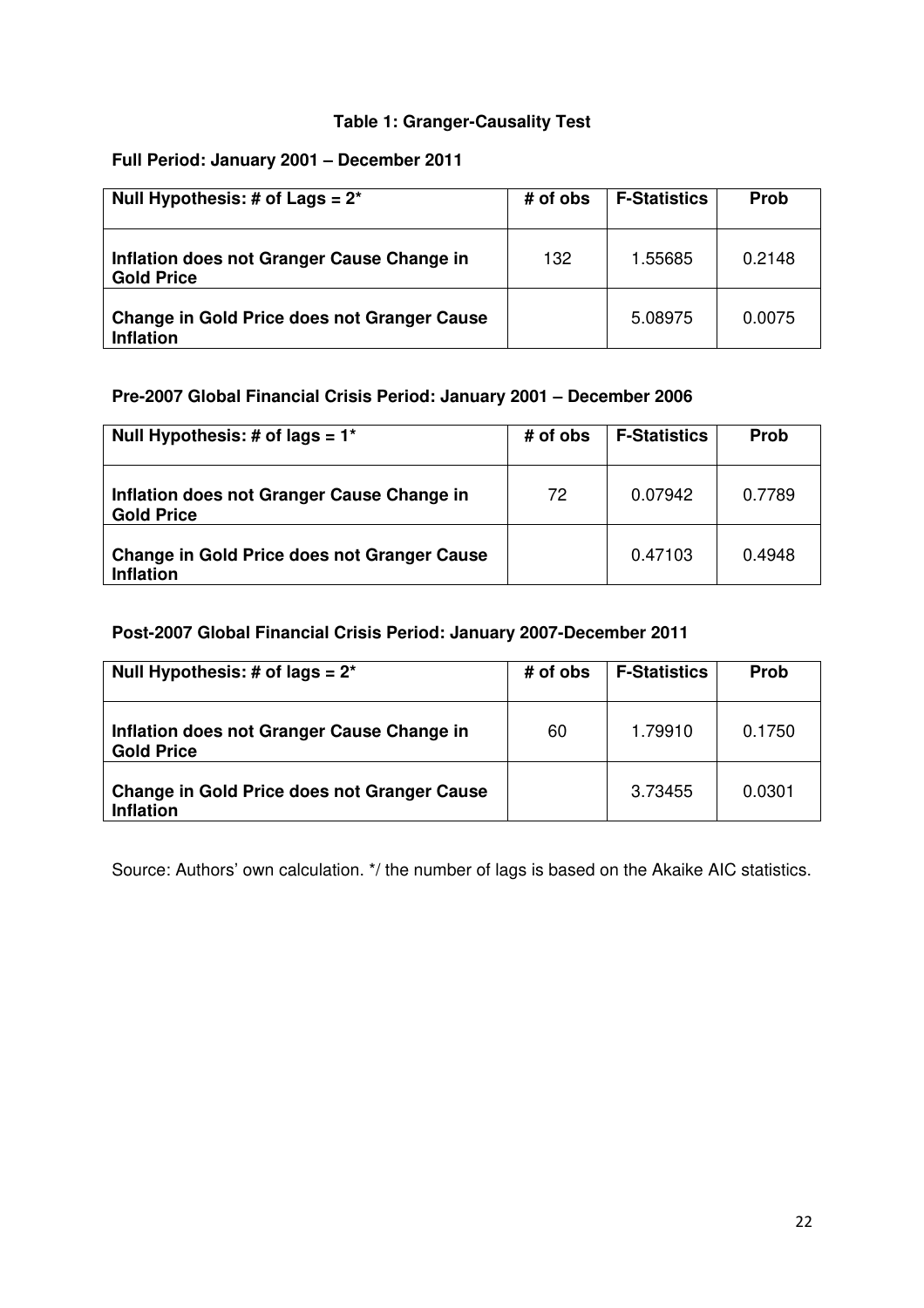**Table 1: Granger-Causality Test**

**Full Period: January 2001 – December 2011**

| Null Hypothesis: # of Lags = 2* | # of obs | F-Statistics | Prob |
| --- | --- | --- | --- |
| Inflation does not Granger Cause Change in Gold Price | 132 | 1.55685 | 0.2148 |
| Change in Gold Price does not Granger Cause Inflation | | 5.08975 | 0.0075 |

**Pre-2007 Global Financial Crisis Period: January 2001 – December 2006**

| Null Hypothesis: # of lags = 1* | # of obs | F-Statistics | Prob |
| --- | --- | --- | --- |
| Inflation does not Granger Cause Change in Gold Price | 72 | 0.07942 | 0.7789 |
| Change in Gold Price does not Granger Cause Inflation | | 0.47103 | 0.4948 |

**Post-2007 Global Financial Crisis Period: January 2007-December 2011**

| Null Hypothesis: # of lags = 2* | # of obs | F-Statistics | Prob |
| --- | --- | --- | --- |
| Inflation does not Granger Cause Change in Gold Price | 60 | 1.79910 | 0.1750 |
| Change in Gold Price does not Granger Cause Inflation | | 3.73455 | 0.0301 |

Source: Authors' own calculation. */ the number of lags is based on the Akaike AIC statistics.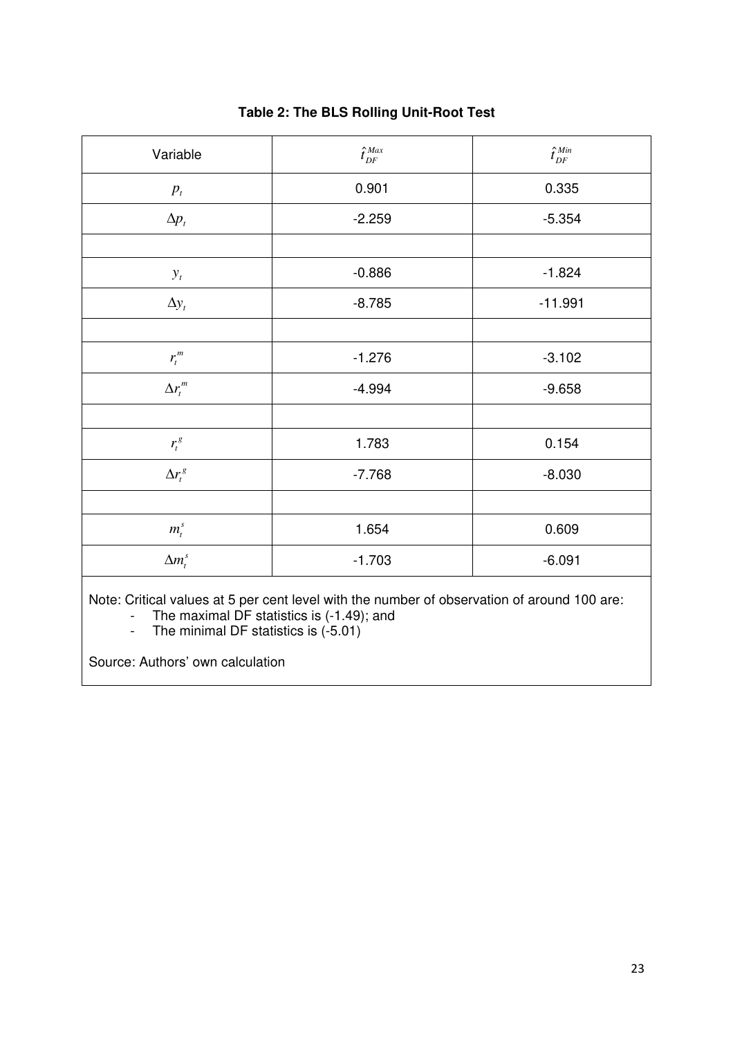**Table 2: The BLS Rolling Unit-Root Test**

| Variable | $\hat{t}_{DF}^{Max}$ | $\hat{t}_{DF}^{Min}$ |
|---|---|---|
| $p_t$ | 0.901 | 0.335 |
| $\Delta p_t$ | -2.259 | -5.354 |
| | | |
| $y_t$ | -0.886 | -1.824 |
| $\Delta y_t$ | -8.785 | -11.991 |
| | | |
| $r_t^m$ | -1.276 | -3.102 |
| $\Delta r_t^m$ | -4.994 | -9.658 |
| | | |
| $r_t^g$ | 1.783 | 0.154 |
| $\Delta r_t^g$ | -7.768 | -8.030 |
| | | |
| $m_t^s$ | 1.654 | 0.609 |
| $\Delta m_t^s$ | -1.703 | -6.091 |

Note: Critical values at 5 per cent level with the number of observation of around 100 are:

- The maximal DF statistics is (-1.49); and
- The minimal DF statistics is (-5.01)

Source: Authors' own calculation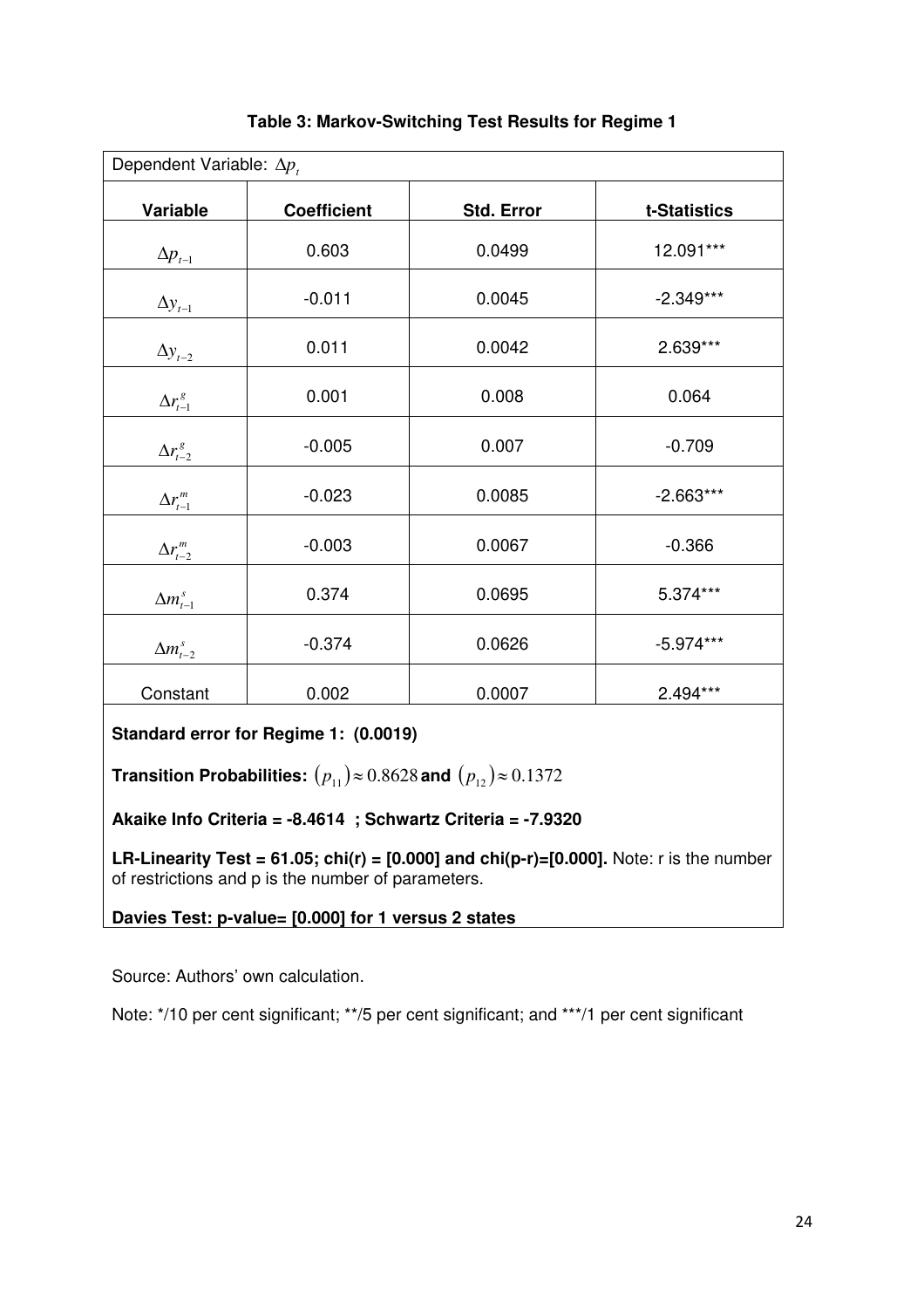**Table 3: Markov-Switching Test Results for Regime 1**

| Dependent Variable: $\Delta p_t$ | | | |
|---|---|---|---|
| **Variable** | **Coefficient** | **Std. Error** | **t-Statistics** |
| $\Delta p_{t-1}$ | 0.603 | 0.0499 | 12.091*** |
| $\Delta y_{t-1}$ | -0.011 | 0.0045 | -2.349*** |
| $\Delta y_{t-2}$ | 0.011 | 0.0042 | 2.639*** |
| $\Delta r^{g}_{t-1}$ | 0.001 | 0.008 | 0.064 |
| $\Delta r^{g}_{t-2}$ | -0.005 | 0.007 | -0.709 |
| $\Delta r^{m}_{t-1}$ | -0.023 | 0.0085 | -2.663*** |
| $\Delta r^{m}_{t-2}$ | -0.003 | 0.0067 | -0.366 |
| $\Delta m^{s}_{t-1}$ | 0.374 | 0.0695 | 5.374*** |
| $\Delta m^{s}_{t-2}$ | -0.374 | 0.0626 | -5.974*** |
| Constant | 0.002 | 0.0007 | 2.494*** |

**Standard error for Regime 1: (0.0019)**

**Transition Probabilities:** $(p_{11}) \approx 0.8628$ **and** $(p_{12}) \approx 0.1372$

**Akaike Info Criteria = -8.4614 ; Schwartz Criteria = -7.9320**

**LR-Linearity Test = 61.05; chi(r) = [0.000] and chi(p-r)=[0.000].** Note: r is the number of restrictions and p is the number of parameters.

**Davies Test: p-value= [0.000] for 1 versus 2 states**

Source: Authors' own calculation.

Note: */10 per cent significant; **/5 per cent significant; and ***/1 per cent significant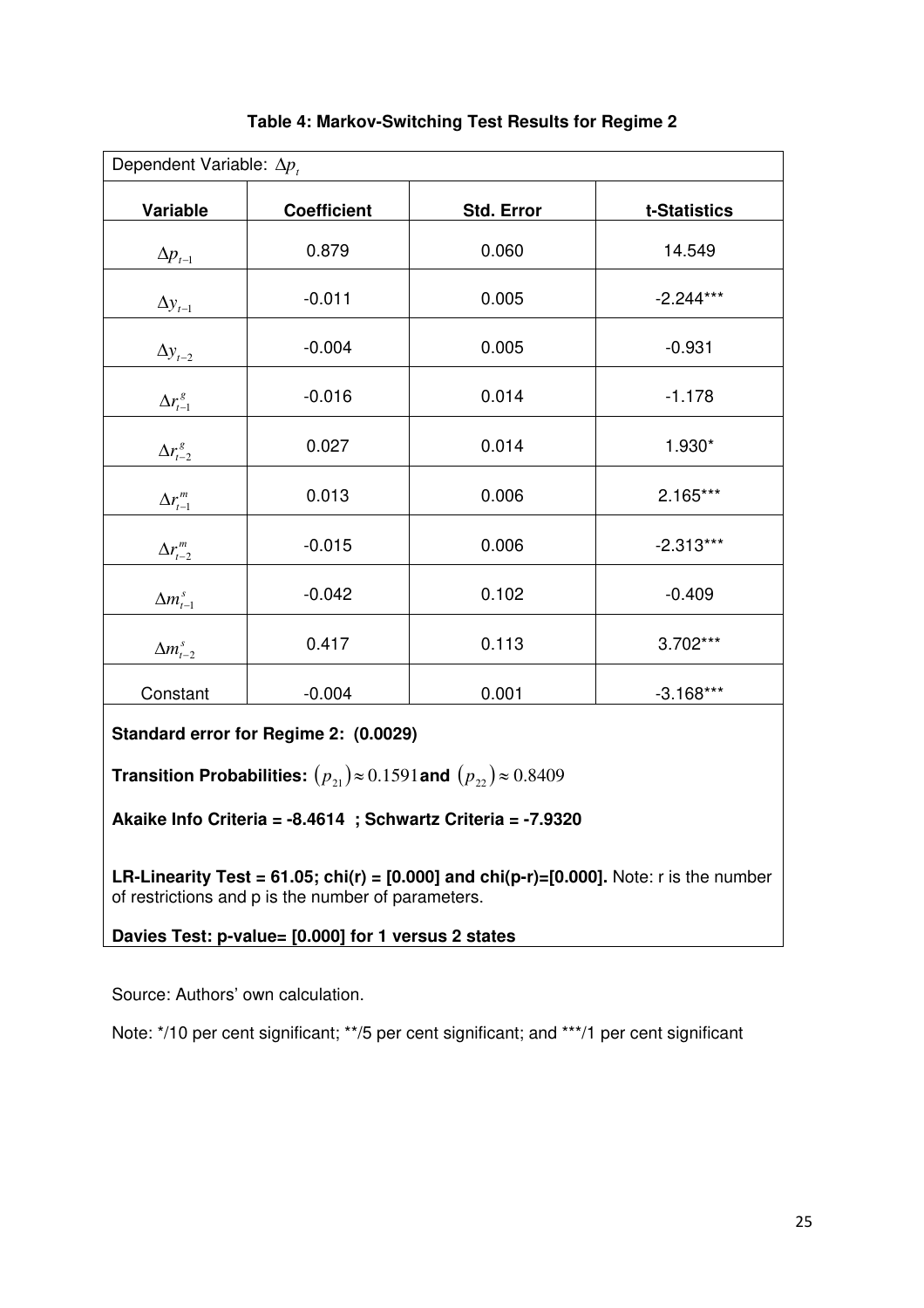**Table 4: Markov-Switching Test Results for Regime 2**

| Dependent Variable: $\Delta p_t$ | | | |
|---|---|---|---|
| **Variable** | **Coefficient** | **Std. Error** | **t-Statistics** |
| $\Delta p_{t-1}$ | 0.879 | 0.060 | 14.549 |
| $\Delta y_{t-1}$ | -0.011 | 0.005 | -2.244*** |
| $\Delta y_{t-2}$ | -0.004 | 0.005 | -0.931 |
| $\Delta r^{g}_{t-1}$ | -0.016 | 0.014 | -1.178 |
| $\Delta r^{g}_{t-2}$ | 0.027 | 0.014 | 1.930* |
| $\Delta r^{m}_{t-1}$ | 0.013 | 0.006 | 2.165*** |
| $\Delta r^{m}_{t-2}$ | -0.015 | 0.006 | -2.313*** |
| $\Delta m^{s}_{t-1}$ | -0.042 | 0.102 | -0.409 |
| $\Delta m^{s}_{t-2}$ | 0.417 | 0.113 | 3.702*** |
| Constant | -0.004 | 0.001 | -3.168*** |

**Standard error for Regime 2: (0.0029)**

**Transition Probabilities:** $(p_{21}) \approx 0.1591$ **and** $(p_{22}) \approx 0.8409$

**Akaike Info Criteria = -8.4614 ; Schwartz Criteria = -7.9320**

**LR-Linearity Test = 61.05; chi(r) = [0.000] and chi(p-r)=[0.000].** Note: r is the number of restrictions and p is the number of parameters.

**Davies Test: p-value= [0.000] for 1 versus 2 states**

Source: Authors' own calculation.

Note: */10 per cent significant; **/5 per cent significant; and ***/1 per cent significant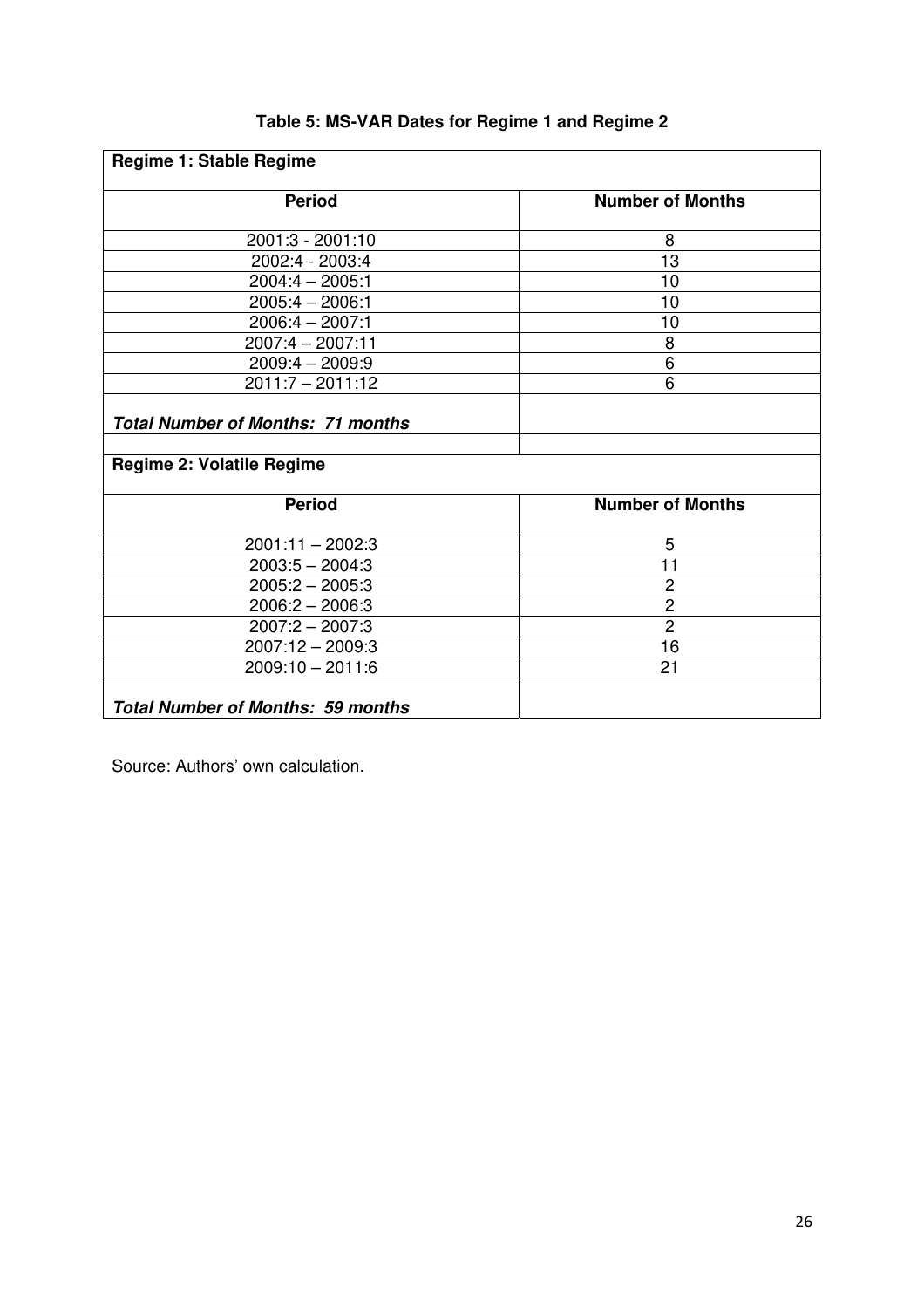**Table 5: MS-VAR Dates for Regime 1 and Regime 2**

| **Regime 1: Stable Regime** | |
|---|---|
| **Period** | **Number of Months** |
| 2001:3 - 2001:10 | 8 |
| 2002:4 - 2003:4 | 13 |
| 2004:4 – 2005:1 | 10 |
| 2005:4 – 2006:1 | 10 |
| 2006:4 – 2007:1 | 10 |
| 2007:4 – 2007:11 | 8 |
| 2009:4 – 2009:9 | 6 |
| 2011:7 – 2011:12 | 6 |
| ***Total Number of Months: 71 months*** | |
| | |
| **Regime 2: Volatile Regime** | |
| **Period** | **Number of Months** |
| 2001:11 – 2002:3 | 5 |
| 2003:5 – 2004:3 | 11 |
| 2005:2 – 2005:3 | 2 |
| 2006:2 – 2006:3 | 2 |
| 2007:2 – 2007:3 | 2 |
| 2007:12 – 2009:3 | 16 |
| 2009:10 – 2011:6 | 21 |
| ***Total Number of Months: 59 months*** | |

Source: Authors' own calculation.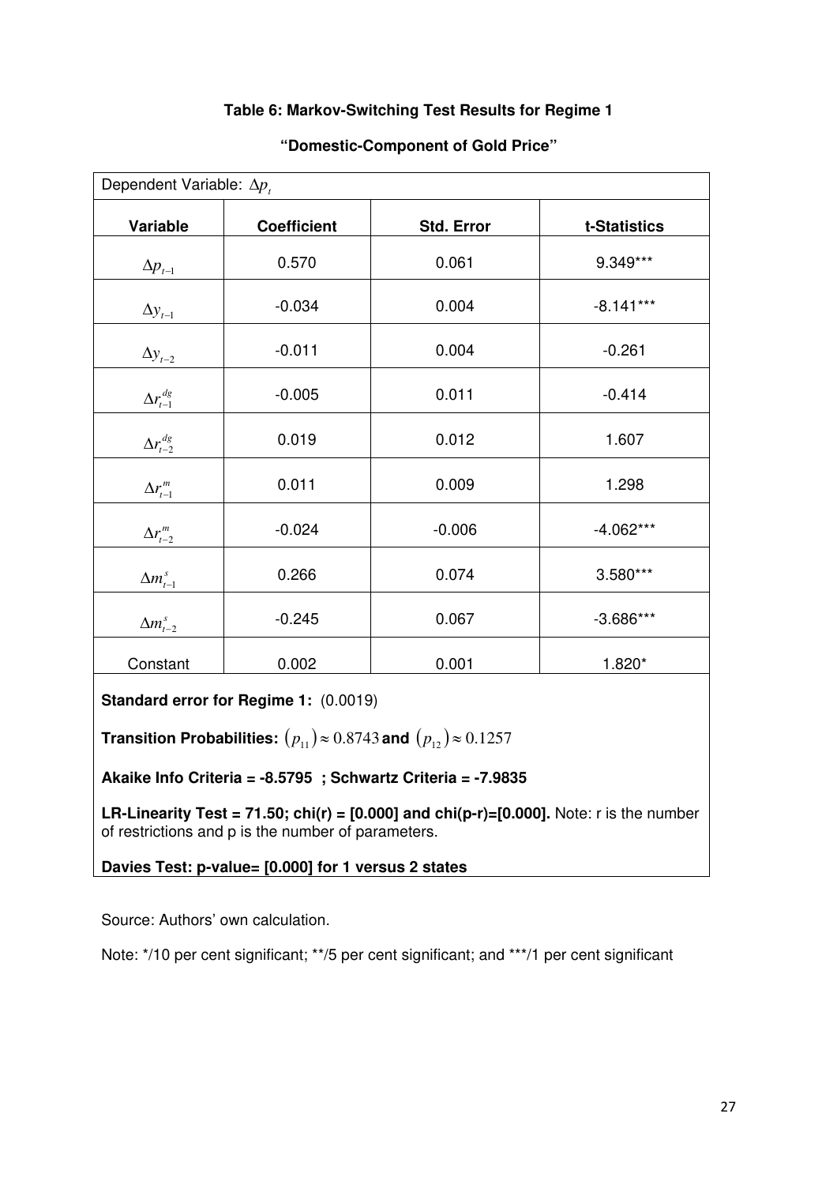**Table 6: Markov-Switching Test Results for Regime 1**

**"Domestic-Component of Gold Price"**

Dependent Variable: $\Delta p_t$

| Variable | Coefficient | Std. Error | t-Statistics |
|---|---|---|---|
| $\Delta p_{t-1}$ | 0.570 | 0.061 | 9.349*** |
| $\Delta y_{t-1}$ | -0.034 | 0.004 | -8.141*** |
| $\Delta y_{t-2}$ | -0.011 | 0.004 | -0.261 |
| $\Delta r^{dg}_{t-1}$ | -0.005 | 0.011 | -0.414 |
| $\Delta r^{dg}_{t-2}$ | 0.019 | 0.012 | 1.607 |
| $\Delta r^{m}_{t-1}$ | 0.011 | 0.009 | 1.298 |
| $\Delta r^{m}_{t-2}$ | -0.024 | -0.006 | -4.062*** |
| $\Delta m^{s}_{t-1}$ | 0.266 | 0.074 | 3.580*** |
| $\Delta m^{s}_{t-2}$ | -0.245 | 0.067 | -3.686*** |
| Constant | 0.002 | 0.001 | 1.820* |

**Standard error for Regime 1:** (0.0019)

**Transition Probabilities:** $(p_{11}) \approx 0.8743$ **and** $(p_{12}) \approx 0.1257$

**Akaike Info Criteria = -8.5795 ; Schwartz Criteria = -7.9835**

**LR-Linearity Test = 71.50; chi(r) = [0.000] and chi(p-r)=[0.000].** Note: r is the number of restrictions and p is the number of parameters.

**Davies Test: p-value= [0.000] for 1 versus 2 states**

Source: Authors' own calculation.

Note: */10 per cent significant; **/5 per cent significant; and ***/1 per cent significant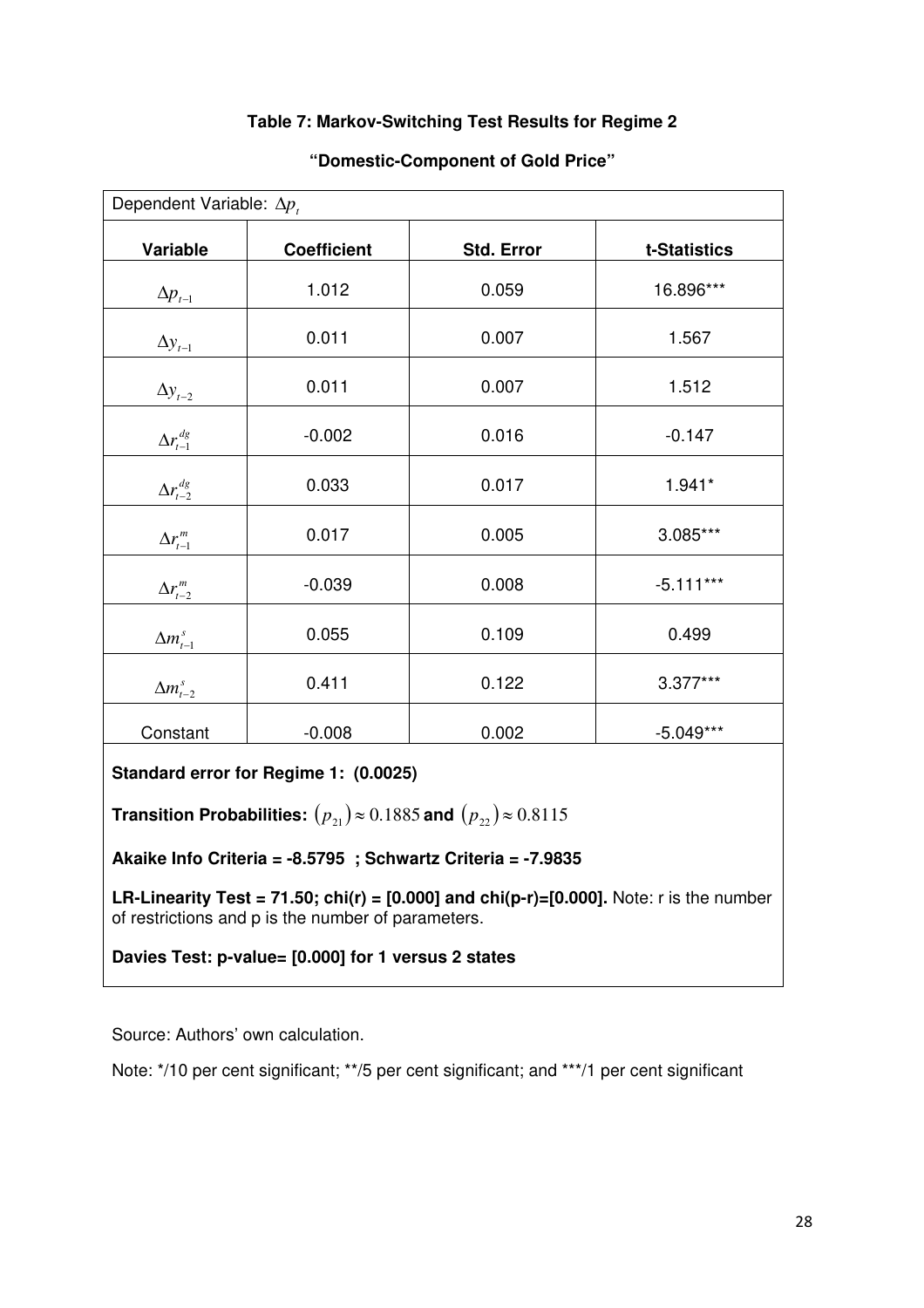**Table 7: Markov-Switching Test Results for Regime 2**

**"Domestic-Component of Gold Price"**

Dependent Variable: $\Delta p_t$

| Variable | Coefficient | Std. Error | t-Statistics |
|---|---|---|---|
| $\Delta p_{t-1}$ | 1.012 | 0.059 | 16.896*** |
| $\Delta y_{t-1}$ | 0.011 | 0.007 | 1.567 |
| $\Delta y_{t-2}$ | 0.011 | 0.007 | 1.512 |
| $\Delta r_{t-1}^{dg}$ | -0.002 | 0.016 | -0.147 |
| $\Delta r_{t-2}^{dg}$ | 0.033 | 0.017 | 1.941* |
| $\Delta r_{t-1}^{m}$ | 0.017 | 0.005 | 3.085*** |
| $\Delta r_{t-2}^{m}$ | -0.039 | 0.008 | -5.111*** |
| $\Delta m_{t-1}^{s}$ | 0.055 | 0.109 | 0.499 |
| $\Delta m_{t-2}^{s}$ | 0.411 | 0.122 | 3.377*** |
| Constant | -0.008 | 0.002 | -5.049*** |

**Standard error for Regime 1: (0.0025)**

**Transition Probabilities:** $(p_{21}) \approx 0.1885$ **and** $(p_{22}) \approx 0.8115$

**Akaike Info Criteria = -8.5795 ; Schwartz Criteria = -7.9835**

**LR-Linearity Test = 71.50; chi(r) = [0.000] and chi(p-r)=[0.000].** Note: r is the number of restrictions and p is the number of parameters.

**Davies Test: p-value= [0.000] for 1 versus 2 states**

Source: Authors' own calculation.

Note: */10 per cent significant; **/5 per cent significant; and ***/1 per cent significant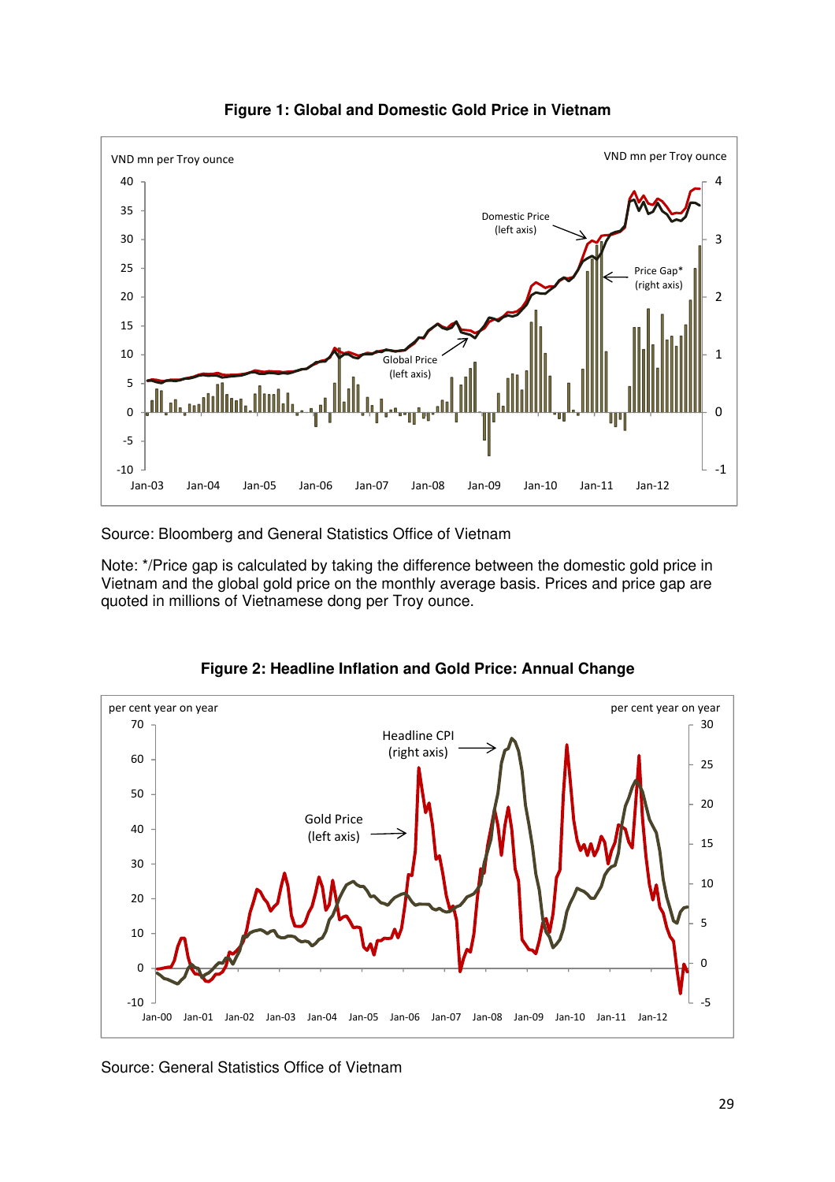**Figure 1: Global and Domestic Gold Price in Vietnam**

Source: Bloomberg and General Statistics Office of Vietnam

Note: */Price gap is calculated by taking the difference between the domestic gold price in Vietnam and the global gold price on the monthly average basis. Prices and price gap are quoted in millions of Vietnamese dong per Troy ounce.

**Figure 2: Headline Inflation and Gold Price: Annual Change**

Source: General Statistics Office of Vietnam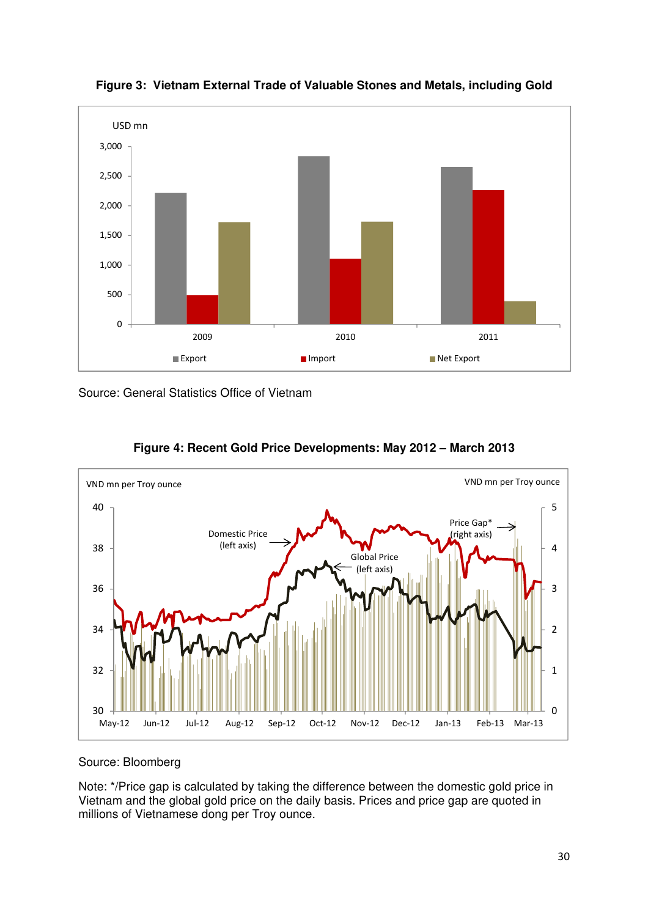**Figure 3: Vietnam External Trade of Valuable Stones and Metals, including Gold**

USD mn

3,000
2,500
2,000
1,500
1,000
500
0

2009
2010
2011

Export
Import
Net Export

Source: General Statistics Office of Vietnam

**Figure 4: Recent Gold Price Developments: May 2012 – March 2013**

VND mn per Troy ounce

VND mn per Troy ounce

40
38
36
34
32
30

5
4
3
2
1
0

Domestic Price (left axis)

Global Price (left axis)

Price Gap* (right axis)

May-12
Jun-12
Jul-12
Aug-12
Sep-12
Oct-12
Nov-12
Dec-12
Jan-13
Feb-13
Mar-13

Source: Bloomberg

Note: */Price gap is calculated by taking the difference between the domestic gold price in Vietnam and the global gold price on the daily basis. Prices and price gap are quoted in millions of Vietnamese dong per Troy ounce.